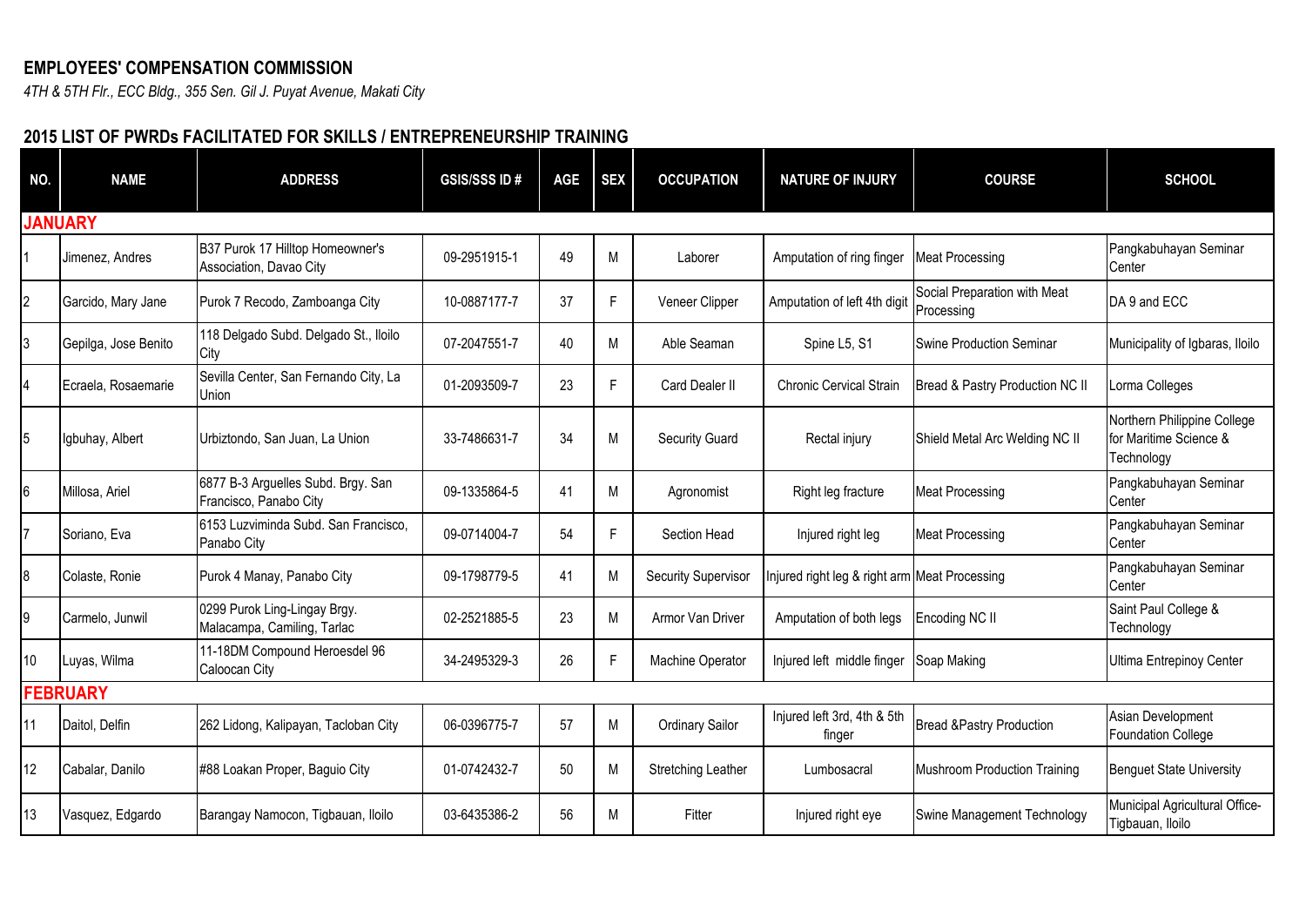**EMPLOYEES' COMPENSATION COMMISSION**

*4TH & 5TH Flr., ECC Bldg., 355 Sen. Gil J. Puyat Avenue, Makati City*

## 2015 LIST OF PWRDs FACILITATED FOR SKILLS / ENTREPRENEURSHIP TRAINING

| NO. | NAME | ADDRESS | GSIS/SSS ID # | AGE | SEX | OCCUPATION | NATURE OF INJURY | COURSE | SCHOOL |
|---|---|---|---|---|---|---|---|---|---|
| **JANUARY** | | | | | | | | | |
| 1 | Jimenez, Andres | B37 Purok 17 Hilltop Homeowner's Association, Davao City | 09-2951915-1 | 49 | M | Laborer | Amputation of ring finger | Meat Processing | Pangkabuhayan Seminar Center |
| 2 | Garcido, Mary Jane | Purok 7 Recodo, Zamboanga City | 10-0887177-7 | 37 | F | Veneer Clipper | Amputation of left 4th digit | Social Preparation with Meat Processing | DA 9 and ECC |
| 3 | Gepilga, Jose Benito | 118 Delgado Subd. Delgado St., Iloilo City | 07-2047551-7 | 40 | M | Able Seaman | Spine L5, S1 | Swine Production Seminar | Municipality of Igbaras, Iloilo |
| 4 | Ecraela, Rosaemarie | Sevilla Center, San Fernando City, La Union | 01-2093509-7 | 23 | F | Card Dealer II | Chronic Cervical Strain | Bread & Pastry Production NC II | Lorma Colleges |
| 5 | Igbuhay, Albert | Urbiztondo, San Juan, La Union | 33-7486631-7 | 34 | M | Security Guard | Rectal injury | Shield Metal Arc Welding NC II | Northern Philippine College for Maritime Science & Technology |
| 6 | Millosa, Ariel | 6877 B-3 Arguelles Subd. Brgy. San Francisco, Panabo City | 09-1335864-5 | 41 | M | Agronomist | Right leg fracture | Meat Processing | Pangkabuhayan Seminar Center |
| 7 | Soriano, Eva | 6153 Luzviminda Subd. San Francisco, Panabo City | 09-0714004-7 | 54 | F | Section Head | Injured right leg | Meat Processing | Pangkabuhayan Seminar Center |
| 8 | Colaste, Ronie | Purok 4 Manay, Panabo City | 09-1798779-5 | 41 | M | Security Supervisor | Injured right leg & right arm | Meat Processing | Pangkabuhayan Seminar Center |
| 9 | Carmelo, Junwil | 0299 Purok Ling-Lingay Brgy. Malacampa, Camiling, Tarlac | 02-2521885-5 | 23 | M | Armor Van Driver | Amputation of both legs | Encoding NC II | Saint Paul College & Technology |
| 10 | Luyas, Wilma | 11-18DM Compound Heroesdel 96 Caloocan City | 34-2495329-3 | 26 | F | Machine Operator | Injured left middle finger | Soap Making | Ultima Entrepinoy Center |
| **FEBRUARY** | | | | | | | | | |
| 11 | Daitol, Delfin | 262 Lidong, Kalipayan, Tacloban City | 06-0396775-7 | 57 | M | Ordinary Sailor | Injured left 3rd, 4th & 5th finger | Bread &Pastry Production | Asian Development Foundation College |
| 12 | Cabalar, Danilo | #88 Loakan Proper, Baguio City | 01-0742432-7 | 50 | M | Stretching Leather | Lumbosacral | Mushroom Production Training | Benguet State University |
| 13 | Vasquez, Edgardo | Barangay Namocon, Tigbauan, Iloilo | 03-6435386-2 | 56 | M | Fitter | Injured right eye | Swine Management Technology | Municipal Agricultural Office-Tigbauan, Iloilo |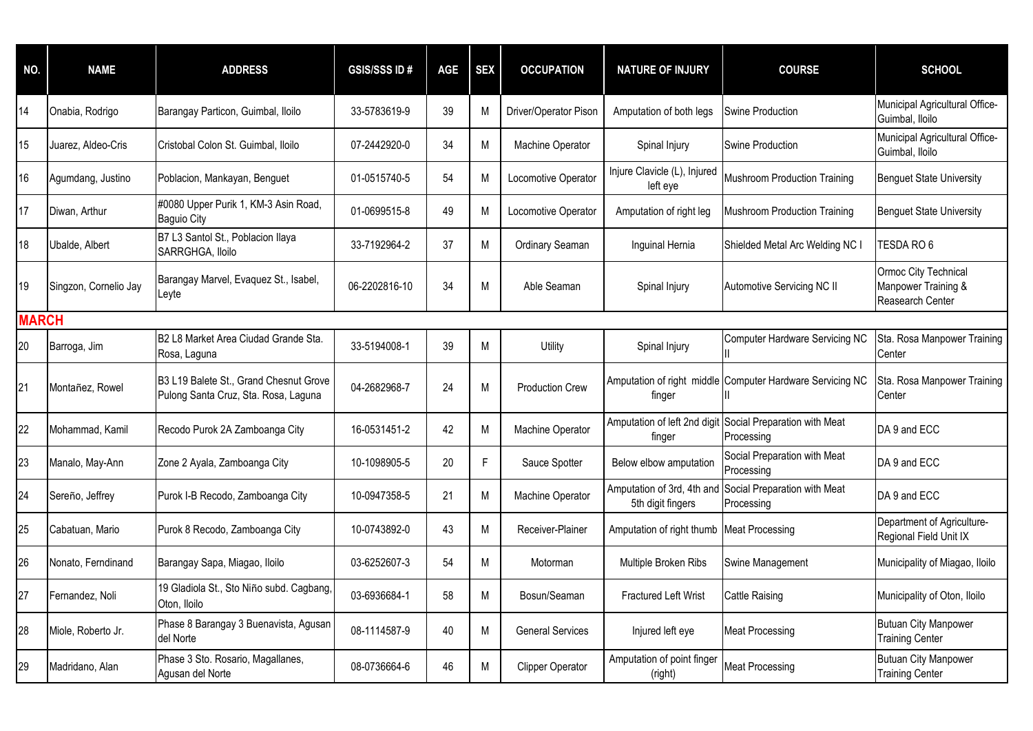| NO. | NAME | ADDRESS | GSIS/SSS ID # | AGE | SEX | OCCUPATION | NATURE OF INJURY | COURSE | SCHOOL |
|---|---|---|---|---|---|---|---|---|---|
| 14 | Onabia, Rodrigo | Barangay Particon, Guimbal, Iloilo | 33-5783619-9 | 39 | M | Driver/Operator Pison | Amputation of both legs | Swine Production | Municipal Agricultural Office-Guimbal, Iloilo |
| 15 | Juarez, Aldeo-Cris | Cristobal Colon St. Guimbal, Iloilo | 07-2442920-0 | 34 | M | Machine Operator | Spinal Injury | Swine Production | Municipal Agricultural Office-Guimbal, Iloilo |
| 16 | Agumdang, Justino | Poblacion, Mankayan, Benguet | 01-0515740-5 | 54 | M | Locomotive Operator | Injure Clavicle (L), Injured left eye | Mushroom Production Training | Benguet State University |
| 17 | Diwan, Arthur | #0080 Upper Purik 1, KM-3 Asin Road, Baguio City | 01-0699515-8 | 49 | M | Locomotive Operator | Amputation of right leg | Mushroom Production Training | Benguet State University |
| 18 | Ubalde, Albert | B7 L3 Santol St., Poblacion Ilaya SARRGHGA, Iloilo | 33-7192964-2 | 37 | M | Ordinary Seaman | Inguinal Hernia | Shielded Metal Arc Welding NC I | TESDA RO 6 |
| 19 | Singzon, Cornelio Jay | Barangay Marvel, Evaquez St., Isabel, Leyte | 06-2202816-10 | 34 | M | Able Seaman | Spinal Injury | Automotive Servicing NC II | Ormoc City Technical Manpower Training & Reasearch Center |
| **MARCH** | | | | | | | | | |
| 20 | Barroga, Jim | B2 L8 Market Area Ciudad Grande Sta. Rosa, Laguna | 33-5194008-1 | 39 | M | Utility | Spinal Injury | Computer Hardware Servicing NC II | Sta. Rosa Manpower Training Center |
| 21 | Montañez, Rowel | B3 L19 Balete St., Grand Chesnut Grove Pulong Santa Cruz, Sta. Rosa, Laguna | 04-2682968-7 | 24 | M | Production Crew | Amputation of right middle finger | Computer Hardware Servicing NC II | Sta. Rosa Manpower Training Center |
| 22 | Mohammad, Kamil | Recodo Purok 2A Zamboanga City | 16-0531451-2 | 42 | M | Machine Operator | Amputation of left 2nd digit finger | Social Preparation with Meat Processing | DA 9 and ECC |
| 23 | Manalo, May-Ann | Zone 2 Ayala, Zamboanga City | 10-1098905-5 | 20 | F | Sauce Spotter | Below elbow amputation | Social Preparation with Meat Processing | DA 9 and ECC |
| 24 | Sereño, Jeffrey | Purok I-B Recodo, Zamboanga City | 10-0947358-5 | 21 | M | Machine Operator | Amputation of 3rd, 4th and 5th digit fingers | Social Preparation with Meat Processing | DA 9 and ECC |
| 25 | Cabatuan, Mario | Purok 8 Recodo, Zamboanga City | 10-0743892-0 | 43 | M | Receiver-Plainer | Amputation of right thumb | Meat Processing | Department of Agriculture-Regional Field Unit IX |
| 26 | Nonato, Ferndinand | Barangay Sapa, Miagao, Iloilo | 03-6252607-3 | 54 | M | Motorman | Multiple Broken Ribs | Swine Management | Municipality of Miagao, Iloilo |
| 27 | Fernandez, Noli | 19 Gladiola St., Sto Niño subd. Cagbang, Oton, Iloilo | 03-6936684-1 | 58 | M | Bosun/Seaman | Fractured Left Wrist | Cattle Raising | Municipality of Oton, Iloilo |
| 28 | Miole, Roberto Jr. | Phase 8 Barangay 3 Buenavista, Agusan del Norte | 08-1114587-9 | 40 | M | General Services | Injured left eye | Meat Processing | Butuan City Manpower Training Center |
| 29 | Madridano, Alan | Phase 3 Sto. Rosario, Magallanes, Agusan del Norte | 08-0736664-6 | 46 | M | Clipper Operator | Amputation of point finger (right) | Meat Processing | Butuan City Manpower Training Center |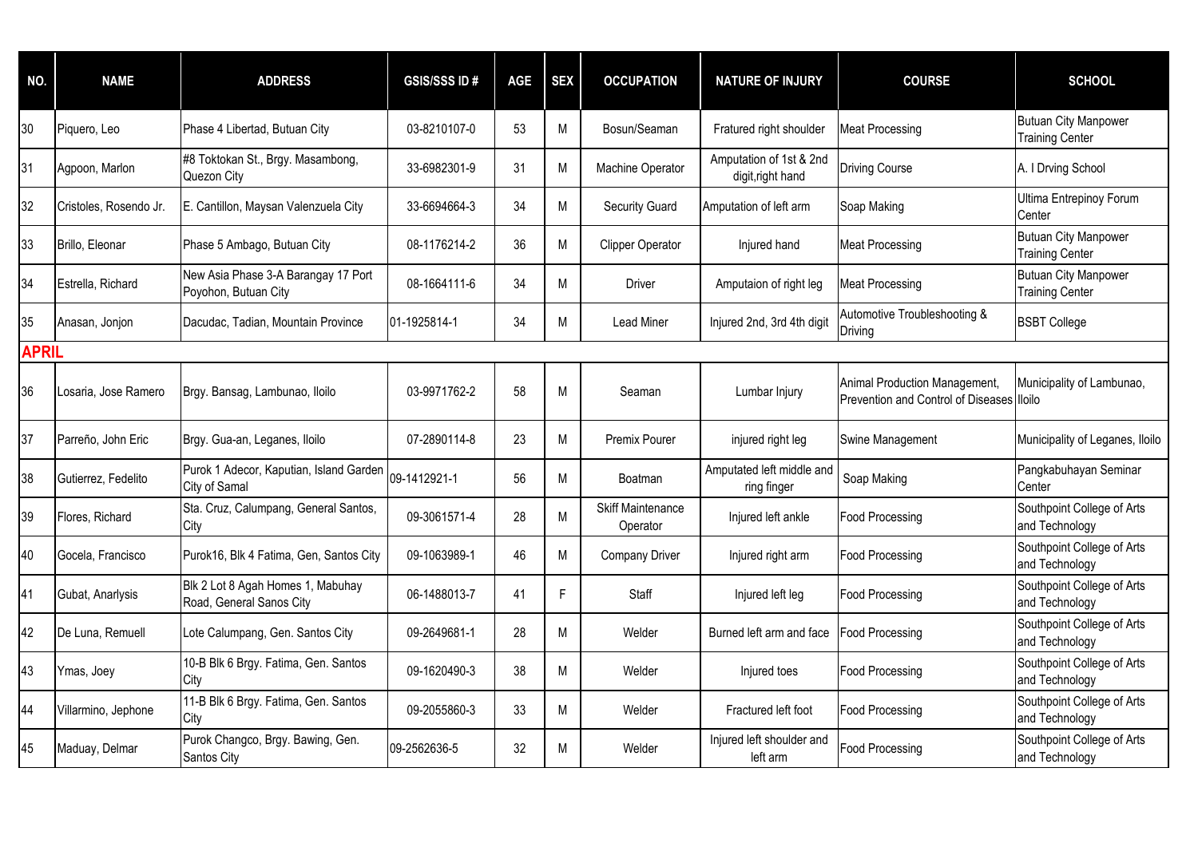| NO. | NAME | ADDRESS | GSIS/SSS ID # | AGE | SEX | OCCUPATION | NATURE OF INJURY | COURSE | SCHOOL |
|---|---|---|---|---|---|---|---|---|---|
| 30 | Piquero, Leo | Phase 4 Libertad, Butuan City | 03-8210107-0 | 53 | M | Bosun/Seaman | Fratured right shoulder | Meat Processing | Butuan City Manpower Training Center |
| 31 | Agpoon, Marlon | #8 Toktokan St., Brgy. Masambong, Quezon City | 33-6982301-9 | 31 | M | Machine Operator | Amputation of 1st & 2nd digit,right hand | Driving Course | A. I Drving School |
| 32 | Cristoles, Rosendo Jr. | E. Cantillon, Maysan Valenzuela City | 33-6694664-3 | 34 | M | Security Guard | Amputation of left arm | Soap Making | Ultima Entrepinoy Forum Center |
| 33 | Brillo, Eleonar | Phase 5 Ambago, Butuan City | 08-1176214-2 | 36 | M | Clipper Operator | Injured hand | Meat Processing | Butuan City Manpower Training Center |
| 34 | Estrella, Richard | New Asia Phase 3-A Barangay 17 Port Poyohon, Butuan City | 08-1664111-6 | 34 | M | Driver | Amputaion of right leg | Meat Processing | Butuan City Manpower Training Center |
| 35 | Anasan, Jonjon | Dacudac, Tadian, Mountain Province | 01-1925814-1 | 34 | M | Lead Miner | Injured 2nd, 3rd 4th digit | Automotive Troubleshooting & Driving | BSBT College |
| **APRIL** | | | | | | | | | |
| 36 | Losaria, Jose Ramero | Brgy. Bansag, Lambunao, Iloilo | 03-9971762-2 | 58 | M | Seaman | Lumbar Injury | Animal Production Management, Prevention and Control of Diseases | Municipality of Lambunao, Iloilo |
| 37 | Parreño, John Eric | Brgy. Gua-an, Leganes, Iloilo | 07-2890114-8 | 23 | M | Premix Pourer | injured right leg | Swine Management | Municipality of Leganes, Iloilo |
| 38 | Gutierrez, Fedelito | Purok 1 Adecor, Kaputian, Island Garden City of Samal | 09-1412921-1 | 56 | M | Boatman | Amputated left middle and ring finger | Soap Making | Pangkabuhayan Seminar Center |
| 39 | Flores, Richard | Sta. Cruz, Calumpang, General Santos, City | 09-3061571-4 | 28 | M | Skiff Maintenance Operator | Injured left ankle | Food Processing | Southpoint College of Arts and Technology |
| 40 | Gocela, Francisco | Purok16, Blk 4 Fatima, Gen, Santos City | 09-1063989-1 | 46 | M | Company Driver | Injured right arm | Food Processing | Southpoint College of Arts and Technology |
| 41 | Gubat, Anarlysis | Blk 2 Lot 8 Agah Homes 1, Mabuhay Road, General Sanos City | 06-1488013-7 | 41 | F | Staff | Injured left leg | Food Processing | Southpoint College of Arts and Technology |
| 42 | De Luna, Remuell | Lote Calumpang, Gen. Santos City | 09-2649681-1 | 28 | M | Welder | Burned left arm and face | Food Processing | Southpoint College of Arts and Technology |
| 43 | Ymas, Joey | 10-B Blk 6 Brgy. Fatima, Gen. Santos City | 09-1620490-3 | 38 | M | Welder | Injured toes | Food Processing | Southpoint College of Arts and Technology |
| 44 | Villarmino, Jephone | 11-B Blk 6 Brgy. Fatima, Gen. Santos City | 09-2055860-3 | 33 | M | Welder | Fractured left foot | Food Processing | Southpoint College of Arts and Technology |
| 45 | Maduay, Delmar | Purok Changco, Brgy. Bawing, Gen. Santos City | 09-2562636-5 | 32 | M | Welder | Injured left shoulder and left arm | Food Processing | Southpoint College of Arts and Technology |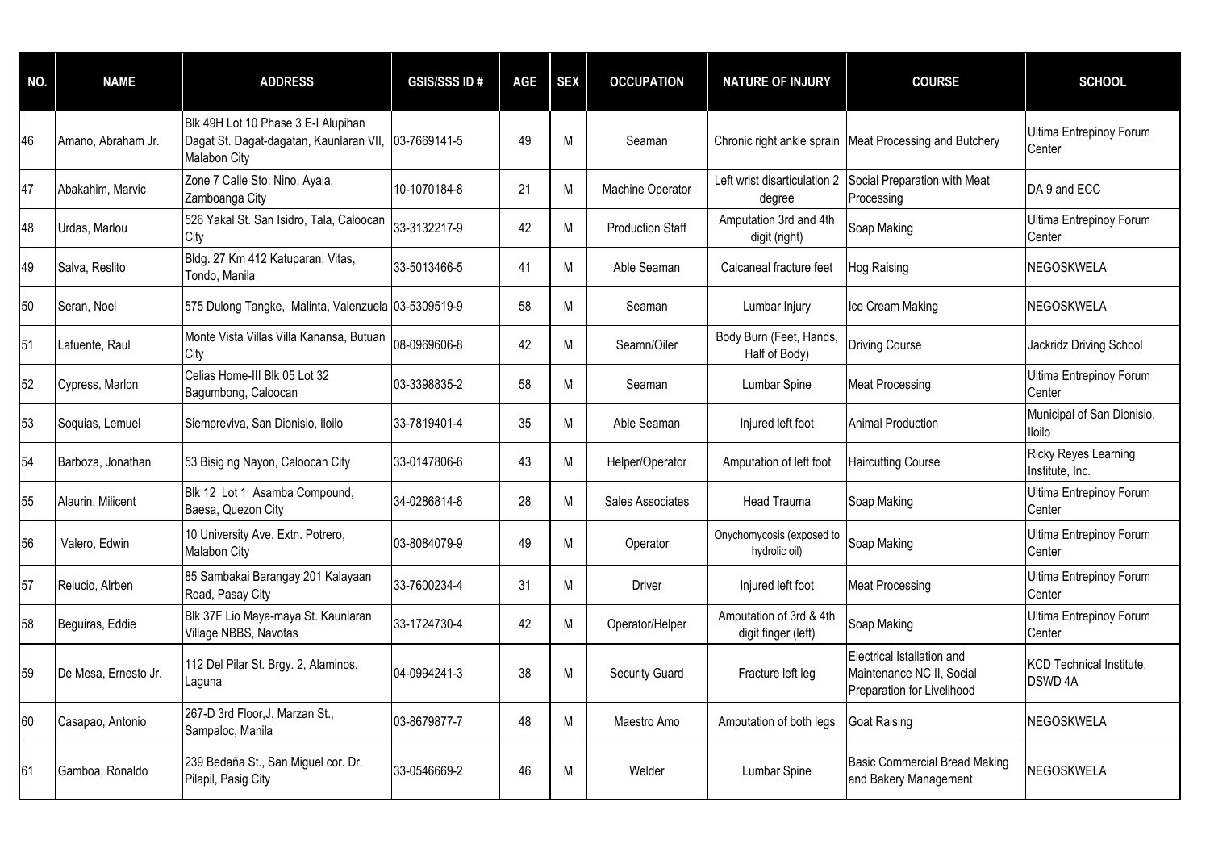| NO. | NAME | ADDRESS | GSIS/SSS ID # | AGE | SEX | OCCUPATION | NATURE OF INJURY | COURSE | SCHOOL |
|---|---|---|---|---|---|---|---|---|---|
| 46 | Amano, Abraham Jr. | Blk 49H Lot 10 Phase 3 E-I Alupihan Dagat St. Dagat-dagatan, Kaunlaran VII, Malabon City | 03-7669141-5 | 49 | M | Seaman | Chronic right ankle sprain | Meat Processing and Butchery | Ultima Entrepinoy Forum Center |
| 47 | Abakahim, Marvic | Zone 7 Calle Sto. Nino, Ayala, Zamboanga City | 10-1070184-8 | 21 | M | Machine Operator | Left wrist disarticulation 2 degree | Social Preparation with Meat Processing | DA 9 and ECC |
| 48 | Urdas, Marlou | 526 Yakal St. San Isidro, Tala, Caloocan City | 33-3132217-9 | 42 | M | Production Staff | Amputation 3rd and 4th digit (right) | Soap Making | Ultima Entrepinoy Forum Center |
| 49 | Salva, Reslito | Bldg. 27 Km 412 Katuparan, Vitas, Tondo, Manila | 33-5013466-5 | 41 | M | Able Seaman | Calcaneal fracture feet | Hog Raising | NEGOSKWELA |
| 50 | Seran, Noel | 575 Dulong Tangke, Malinta, Valenzuela | 03-5309519-9 | 58 | M | Seaman | Lumbar Injury | Ice Cream Making | NEGOSKWELA |
| 51 | Lafuente, Raul | Monte Vista Villas Villa Kanansa, Butuan City | 08-0969606-8 | 42 | M | Seamn/Oiler | Body Burn (Feet, Hands, Half of Body) | Driving Course | Jackridz Driving School |
| 52 | Cypress, Marlon | Celias Home-III Blk 05 Lot 32 Bagumbong, Caloocan | 03-3398835-2 | 58 | M | Seaman | Lumbar Spine | Meat Processing | Ultima Entrepinoy Forum Center |
| 53 | Soquias, Lemuel | Siempreviva, San Dionisio, Iloilo | 33-7819401-4 | 35 | M | Able Seaman | Injured left foot | Animal Production | Municipal of San Dionisio, Iloilo |
| 54 | Barboza, Jonathan | 53 Bisig ng Nayon, Caloocan City | 33-0147806-6 | 43 | M | Helper/Operator | Amputation of left foot | Haircutting Course | Ricky Reyes Learning Institute, Inc. |
| 55 | Alaurin, Milicent | Blk 12 Lot 1 Asamba Compound, Baesa, Quezon City | 34-0286814-8 | 28 | M | Sales Associates | Head Trauma | Soap Making | Ultima Entrepinoy Forum Center |
| 56 | Valero, Edwin | 10 University Ave. Extn. Potrero, Malabon City | 03-8084079-9 | 49 | M | Operator | Onychomycosis (exposed to hydrolic oil) | Soap Making | Ultima Entrepinoy Forum Center |
| 57 | Relucio, Albren | 85 Sambakai Barangay 201 Kalayaan Road, Pasay City | 33-7600234-4 | 31 | M | Driver | Injured left foot | Meat Processing | Ultima Entrepinoy Forum Center |
| 58 | Beguiras, Eddie | Blk 37F Lio Maya-maya St. Kaunlaran Village NBBS, Navotas | 33-1724730-4 | 42 | M | Operator/Helper | Amputation of 3rd & 4th digit finger (left) | Soap Making | Ultima Entrepinoy Forum Center |
| 59 | De Mesa, Ernesto Jr. | 112 Del Pilar St. Brgy. 2, Alaminos, Laguna | 04-0994241-3 | 38 | M | Security Guard | Fracture left leg | Electrical Istallation and Maintenance NC II, Social Preparation for Livelihood | KCD Technical Institute, DSWD 4A |
| 60 | Casapao, Antonio | 267-D 3rd Floor,J. Marzan St., Sampaloc, Manila | 03-8679877-7 | 48 | M | Maestro Amo | Amputation of both legs | Goat Raising | NEGOSKWELA |
| 61 | Gamboa, Ronaldo | 239 Bedaña St., San Miguel cor. Dr. Pilapil, Pasig City | 33-0546669-2 | 46 | M | Welder | Lumbar Spine | Basic Commercial Bread Making and Bakery Management | NEGOSKWELA |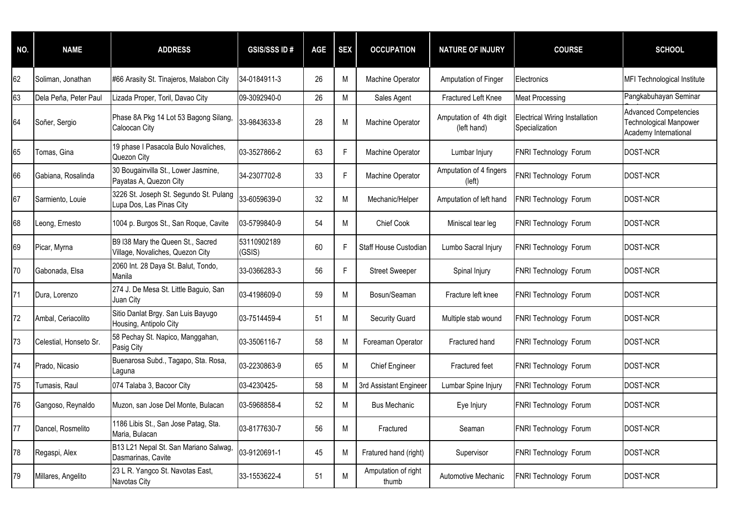| NO. | NAME | ADDRESS | GSIS/SSS ID # | AGE | SEX | OCCUPATION | NATURE OF INJURY | COURSE | SCHOOL |
|---|---|---|---|---|---|---|---|---|---|
| 62 | Soliman, Jonathan | #66 Arasity St. Tinajeros, Malabon City | 34-0184911-3 | 26 | M | Machine Operator | Amputation of Finger | Electronics | MFI Technological Institute |
| 63 | Dela Peña, Peter Paul | Lizada Proper, Toril, Davao City | 09-3092940-0 | 26 | M | Sales Agent | Fractured Left Knee | Meat Processing | Pangkabuhayan Seminar |
| 64 | Soñer, Sergio | Phase 8A Pkg 14 Lot 53 Bagong Silang, Caloocan City | 33-9843633-8 | 28 | M | Machine Operator | Amputation of 4th digit (left hand) | Electrical Wiring Installation Specialization | Advanced Competencies Technological Manpower Academy International |
| 65 | Tomas, Gina | 19 phase I Pasacola Bulo Novaliches, Quezon City | 03-3527866-2 | 63 | F | Machine Operator | Lumbar Injury | FNRI Technology Forum | DOST-NCR |
| 66 | Gabiana, Rosalinda | 30 Bougainvilla St., Lower Jasmine, Payatas A, Quezon City | 34-2307702-8 | 33 | F | Machine Operator | Amputation of 4 fingers (left) | FNRI Technology Forum | DOST-NCR |
| 67 | Sarmiento, Louie | 3226 St. Joseph St. Segundo St. Pulang Lupa Dos, Las Pinas City | 33-6059639-0 | 32 | M | Mechanic/Helper | Amputation of left hand | FNRI Technology Forum | DOST-NCR |
| 68 | Leong, Ernesto | 1004 p. Burgos St., San Roque, Cavite | 03-5799840-9 | 54 | M | Chief Cook | Miniscal tear leg | FNRI Technology Forum | DOST-NCR |
| 69 | Picar, Myrna | B9 l38 Mary the Queen St., Sacred Village, Novaliches, Quezon City | 53110902189 (GSIS) | 60 | F | Staff House Custodian | Lumbo Sacral Injury | FNRI Technology Forum | DOST-NCR |
| 70 | Gabonada, Elsa | 2060 Int. 28 Daya St. Balut, Tondo, Manila | 33-0366283-3 | 56 | F | Street Sweeper | Spinal Injury | FNRI Technology Forum | DOST-NCR |
| 71 | Dura, Lorenzo | 274 J. De Mesa St. Little Baguio, San Juan City | 03-4198609-0 | 59 | M | Bosun/Seaman | Fracture left knee | FNRI Technology Forum | DOST-NCR |
| 72 | Ambal, Ceriacolito | Sitio Danlat Brgy. San Luis Bayugo Housing, Antipolo City | 03-7514459-4 | 51 | M | Security Guard | Multiple stab wound | FNRI Technology Forum | DOST-NCR |
| 73 | Celestial, Honseto Sr. | 58 Pechay St. Napico, Manggahan, Pasig City | 03-3506116-7 | 58 | M | Foreaman Operator | Fractured hand | FNRI Technology Forum | DOST-NCR |
| 74 | Prado, Nicasio | Buenarosa Subd., Tagapo, Sta. Rosa, Laguna | 03-2230863-9 | 65 | M | Chief Engineer | Fractured feet | FNRI Technology Forum | DOST-NCR |
| 75 | Tumasis, Raul | 074 Talaba 3, Bacoor City | 03-4230425- | 58 | M | 3rd Assistant Engineer | Lumbar Spine Injury | FNRI Technology Forum | DOST-NCR |
| 76 | Gangoso, Reynaldo | Muzon, san Jose Del Monte, Bulacan | 03-5968858-4 | 52 | M | Bus Mechanic | Eye Injury | FNRI Technology Forum | DOST-NCR |
| 77 | Dancel, Rosmelito | 1186 Libis St., San Jose Patag, Sta. Maria, Bulacan | 03-8177630-7 | 56 | M | Fractured | Seaman | FNRI Technology Forum | DOST-NCR |
| 78 | Regaspi, Alex | B13 L21 Nepal St. San Mariano Salwag, Dasmarinas, Cavite | 03-9120691-1 | 45 | M | Fratured hand (right) | Supervisor | FNRI Technology Forum | DOST-NCR |
| 79 | Millares, Angelito | 23 L R. Yangco St. Navotas East, Navotas City | 33-1553622-4 | 51 | M | Amputation of right thumb | Automotive Mechanic | FNRI Technology Forum | DOST-NCR |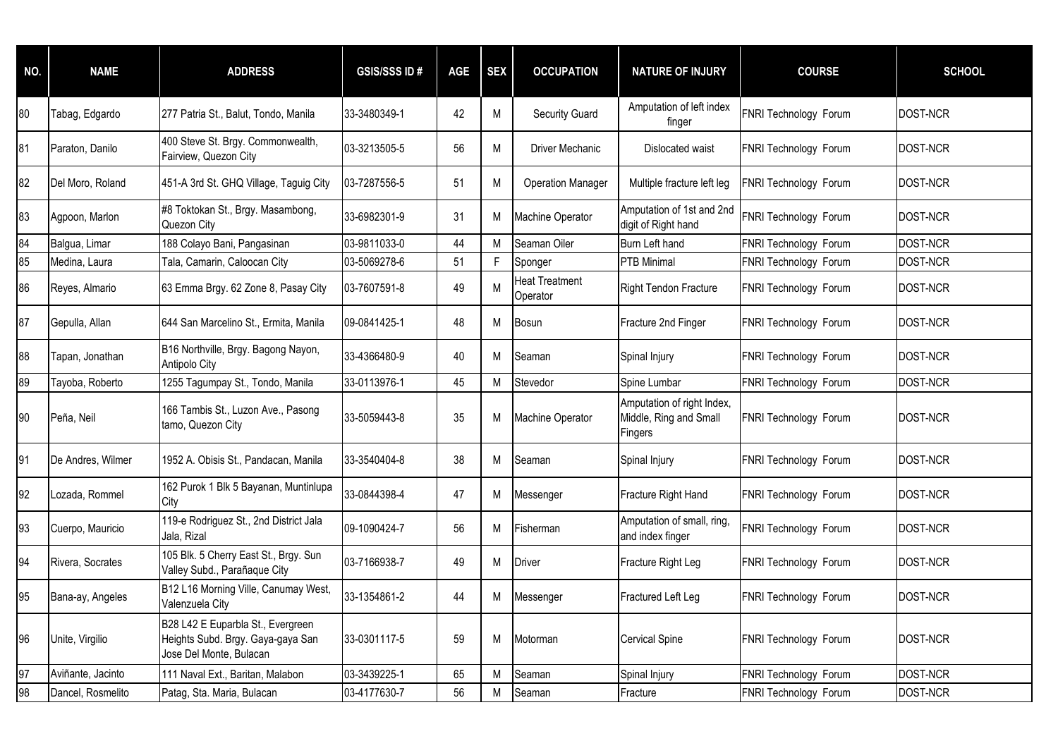| NO. | NAME | ADDRESS | GSIS/SSS ID # | AGE | SEX | OCCUPATION | NATURE OF INJURY | COURSE | SCHOOL |
|---|---|---|---|---|---|---|---|---|---|
| 80 | Tabag, Edgardo | 277 Patria St., Balut, Tondo, Manila | 33-3480349-1 | 42 | M | Security Guard | Amputation of left index finger | FNRI Technology Forum | DOST-NCR |
| 81 | Paraton, Danilo | 400 Steve St. Brgy. Commonwealth, Fairview, Quezon City | 03-3213505-5 | 56 | M | Driver Mechanic | Dislocated waist | FNRI Technology Forum | DOST-NCR |
| 82 | Del Moro, Roland | 451-A 3rd St. GHQ Village, Taguig City | 03-7287556-5 | 51 | M | Operation Manager | Multiple fracture left leg | FNRI Technology Forum | DOST-NCR |
| 83 | Agpoon, Marlon | #8 Toktokan St., Brgy. Masambong, Quezon City | 33-6982301-9 | 31 | M | Machine Operator | Amputation of 1st and 2nd digit of Right hand | FNRI Technology Forum | DOST-NCR |
| 84 | Balgua, Limar | 188 Colayo Bani, Pangasinan | 03-9811033-0 | 44 | M | Seaman Oiler | Burn Left hand | FNRI Technology Forum | DOST-NCR |
| 85 | Medina, Laura | Tala, Camarin, Caloocan City | 03-5069278-6 | 51 | F | Sponger | PTB Minimal | FNRI Technology Forum | DOST-NCR |
| 86 | Reyes, Almario | 63 Emma Brgy. 62 Zone 8, Pasay City | 03-7607591-8 | 49 | M | Heat Treatment Operator | Right Tendon Fracture | FNRI Technology Forum | DOST-NCR |
| 87 | Gepulla, Allan | 644 San Marcelino St., Ermita, Manila | 09-0841425-1 | 48 | M | Bosun | Fracture 2nd Finger | FNRI Technology Forum | DOST-NCR |
| 88 | Tapan, Jonathan | B16 Northville, Brgy. Bagong Nayon, Antipolo City | 33-4366480-9 | 40 | M | Seaman | Spinal Injury | FNRI Technology Forum | DOST-NCR |
| 89 | Tayoba, Roberto | 1255 Tagumpay St., Tondo, Manila | 33-0113976-1 | 45 | M | Stevedor | Spine Lumbar | FNRI Technology Forum | DOST-NCR |
| 90 | Peña, Neil | 166 Tambis St., Luzon Ave., Pasong tamo, Quezon City | 33-5059443-8 | 35 | M | Machine Operator | Amputation of right Index, Middle, Ring and Small Fingers | FNRI Technology Forum | DOST-NCR |
| 91 | De Andres, Wilmer | 1952 A. Obisis St., Pandacan, Manila | 33-3540404-8 | 38 | M | Seaman | Spinal Injury | FNRI Technology Forum | DOST-NCR |
| 92 | Lozada, Rommel | 162 Purok 1 Blk 5 Bayanan, Muntinlupa City | 33-0844398-4 | 47 | M | Messenger | Fracture Right Hand | FNRI Technology Forum | DOST-NCR |
| 93 | Cuerpo, Mauricio | 119-e Rodriguez St., 2nd District Jala Jala, Rizal | 09-1090424-7 | 56 | M | Fisherman | Amputation of small, ring, and index finger | FNRI Technology Forum | DOST-NCR |
| 94 | Rivera, Socrates | 105 Blk. 5 Cherry East St., Brgy. Sun Valley Subd., Parañaque City | 03-7166938-7 | 49 | M | Driver | Fracture Right Leg | FNRI Technology Forum | DOST-NCR |
| 95 | Bana-ay, Angeles | B12 L16 Morning Ville, Canumay West, Valenzuela City | 33-1354861-2 | 44 | M | Messenger | Fractured Left Leg | FNRI Technology Forum | DOST-NCR |
| 96 | Unite, Virgilio | B28 L42 E Euparbla St., Evergreen Heights Subd. Brgy. Gaya-gaya San Jose Del Monte, Bulacan | 33-0301117-5 | 59 | M | Motorman | Cervical Spine | FNRI Technology Forum | DOST-NCR |
| 97 | Aviñante, Jacinto | 111 Naval Ext., Baritan, Malabon | 03-3439225-1 | 65 | M | Seaman | Spinal Injury | FNRI Technology Forum | DOST-NCR |
| 98 | Dancel, Rosmelito | Patag, Sta. Maria, Bulacan | 03-4177630-7 | 56 | M | Seaman | Fracture | FNRI Technology Forum | DOST-NCR |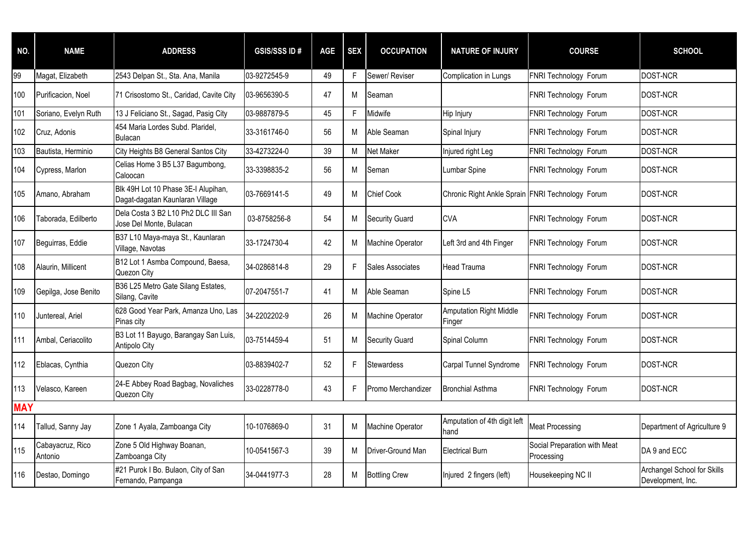| NO. | NAME | ADDRESS | GSIS/SSS ID # | AGE | SEX | OCCUPATION | NATURE OF INJURY | COURSE | SCHOOL |
|---|---|---|---|---|---|---|---|---|---|
| 99 | Magat, Elizabeth | 2543 Delpan St., Sta. Ana, Manila | 03-9272545-9 | 49 | F | Sewer/ Reviser | Complication in Lungs | FNRI Technology Forum | DOST-NCR |
| 100 | Purificacion, Noel | 71 Crisostomo St., Caridad, Cavite City | 03-9656390-5 | 47 | M | Seaman | | FNRI Technology Forum | DOST-NCR |
| 101 | Soriano, Evelyn Ruth | 13 J Feliciano St., Sagad, Pasig City | 03-9887879-5 | 45 | F | Midwife | Hip Injury | FNRI Technology Forum | DOST-NCR |
| 102 | Cruz, Adonis | 454 Maria Lordes Subd. Plaridel, Bulacan | 33-3161746-0 | 56 | M | Able Seaman | Spinal Injury | FNRI Technology Forum | DOST-NCR |
| 103 | Bautista, Herminio | City Heights B8 General Santos City | 33-4273224-0 | 39 | M | Net Maker | Injured right Leg | FNRI Technology Forum | DOST-NCR |
| 104 | Cypress, Marlon | Celias Home 3 B5 L37 Bagumbong, Caloocan | 33-3398835-2 | 56 | M | Seman | Lumbar Spine | FNRI Technology Forum | DOST-NCR |
| 105 | Amano, Abraham | Blk 49H Lot 10 Phase 3E-I Alupihan, Dagat-dagatan Kaunlaran Village | 03-7669141-5 | 49 | M | Chief Cook | Chronic Right Ankle Sprain | FNRI Technology Forum | DOST-NCR |
| 106 | Taborada, Edilberto | Dela Costa 3 B2 L10 Ph2 DLC III San Jose Del Monte, Bulacan | 03-8758256-8 | 54 | M | Security Guard | CVA | FNRI Technology Forum | DOST-NCR |
| 107 | Beguirras, Eddie | B37 L10 Maya-maya St., Kaunlaran Village, Navotas | 33-1724730-4 | 42 | M | Machine Operator | Left 3rd and 4th Finger | FNRI Technology Forum | DOST-NCR |
| 108 | Alaurin, Millicent | B12 Lot 1 Asmba Compound, Baesa, Quezon City | 34-0286814-8 | 29 | F | Sales Associates | Head Trauma | FNRI Technology Forum | DOST-NCR |
| 109 | Gepilga, Jose Benito | B36 L25 Metro Gate Silang Estates, Silang, Cavite | 07-2047551-7 | 41 | M | Able Seaman | Spine L5 | FNRI Technology Forum | DOST-NCR |
| 110 | Juntereal, Ariel | 628 Good Year Park, Amanza Uno, Las Pinas city | 34-2202202-9 | 26 | M | Machine Operator | Amputation Right Middle Finger | FNRI Technology Forum | DOST-NCR |
| 111 | Ambal, Ceriacolito | B3 Lot 11 Bayugo, Barangay San Luis, Antipolo City | 03-7514459-4 | 51 | M | Security Guard | Spinal Column | FNRI Technology Forum | DOST-NCR |
| 112 | Eblacas, Cynthia | Quezon City | 03-8839402-7 | 52 | F | Stewardess | Carpal Tunnel Syndrome | FNRI Technology Forum | DOST-NCR |
| 113 | Velasco, Kareen | 24-E Abbey Road Bagbag, Novaliches Quezon City | 33-0228778-0 | 43 | F | Promo Merchandizer | Bronchial Asthma | FNRI Technology Forum | DOST-NCR |
| **MAY** | | | | | | | | | |
| 114 | Tallud, Sanny Jay | Zone 1 Ayala, Zamboanga City | 10-1076869-0 | 31 | M | Machine Operator | Amputation of 4th digit left hand | Meat Processing | Department of Agriculture 9 |
| 115 | Cabayacruz, Rico Antonio | Zone 5 Old Highway Boanan, Zamboanga City | 10-0541567-3 | 39 | M | Driver-Ground Man | Electrical Burn | Social Preparation with Meat Processing | DA 9 and ECC |
| 116 | Destao, Domingo | #21 Purok I Bo. Bulaon, City of San Fernando, Pampanga | 34-0441977-3 | 28 | M | Bottling Crew | Injured 2 fingers (left) | Housekeeping NC II | Archangel School for Skills Development, Inc. |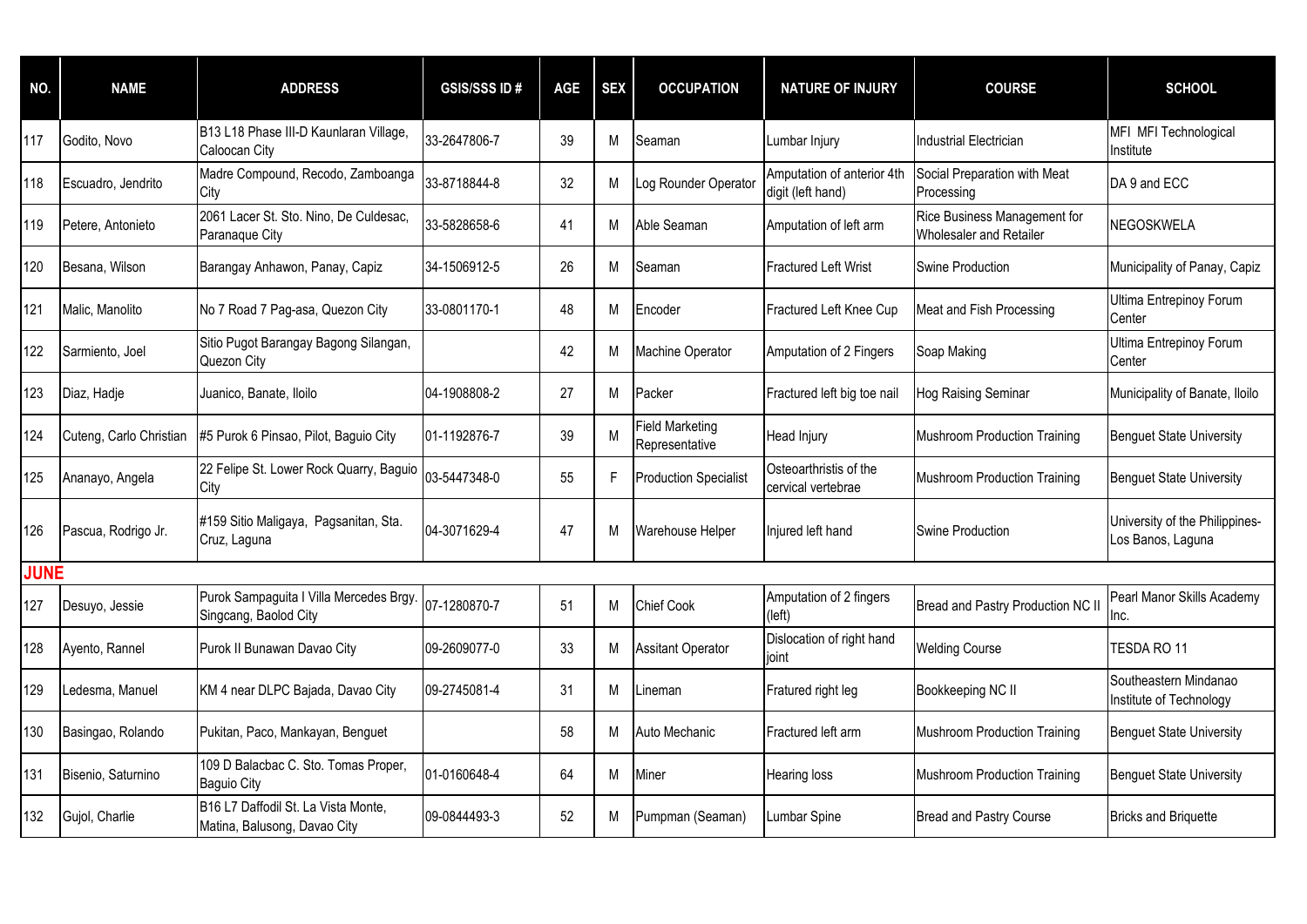| NO. | NAME | ADDRESS | GSIS/SSS ID # | AGE | SEX | OCCUPATION | NATURE OF INJURY | COURSE | SCHOOL |
|---|---|---|---|---|---|---|---|---|---|
| 117 | Godito, Novo | B13 L18 Phase III-D Kaunlaran Village, Caloocan City | 33-2647806-7 | 39 | M | Seaman | Lumbar Injury | Industrial Electrician | MFI MFI Technological Institute |
| 118 | Escuadro, Jendrito | Madre Compound, Recodo, Zamboanga City | 33-8718844-8 | 32 | M | Log Rounder Operator | Amputation of anterior 4th digit (left hand) | Social Preparation with Meat Processing | DA 9 and ECC |
| 119 | Petere, Antonieto | 2061 Lacer St. Sto. Nino, De Culdesac, Paranaque City | 33-5828658-6 | 41 | M | Able Seaman | Amputation of left arm | Rice Business Management for Wholesaler and Retailer | NEGOSKWELA |
| 120 | Besana, Wilson | Barangay Anhawon, Panay, Capiz | 34-1506912-5 | 26 | M | Seaman | Fractured Left Wrist | Swine Production | Municipality of Panay, Capiz |
| 121 | Malic, Manolito | No 7 Road 7 Pag-asa, Quezon City | 33-0801170-1 | 48 | M | Encoder | Fractured Left Knee Cup | Meat and Fish Processing | Ultima Entrepinoy Forum Center |
| 122 | Sarmiento, Joel | Sitio Pugot Barangay Bagong Silangan, Quezon City | | 42 | M | Machine Operator | Amputation of 2 Fingers | Soap Making | Ultima Entrepinoy Forum Center |
| 123 | Diaz, Hadje | Juanico, Banate, Iloilo | 04-1908808-2 | 27 | M | Packer | Fractured left big toe nail | Hog Raising Seminar | Municipality of Banate, Iloilo |
| 124 | Cuteng, Carlo Christian | #5 Purok 6 Pinsao, Pilot, Baguio City | 01-1192876-7 | 39 | M | Field Marketing Representative | Head Injury | Mushroom Production Training | Benguet State University |
| 125 | Ananayo, Angela | 22 Felipe St. Lower Rock Quarry, Baguio City | 03-5447348-0 | 55 | F | Production Specialist | Osteoarthristis of the cervical vertebrae | Mushroom Production Training | Benguet State University |
| 126 | Pascua, Rodrigo Jr. | #159 Sitio Maligaya, Pagsanitan, Sta. Cruz, Laguna | 04-3071629-4 | 47 | M | Warehouse Helper | Injured left hand | Swine Production | University of the Philippines-Los Banos, Laguna |
| **JUNE** | | | | | | | | | |
| 127 | Desuyo, Jessie | Purok Sampaguita I Villa Mercedes Brgy. Singcang, Baolod City | 07-1280870-7 | 51 | M | Chief Cook | Amputation of 2 fingers (left) | Bread and Pastry Production NC II | Pearl Manor Skills Academy Inc. |
| 128 | Ayento, Rannel | Purok II Bunawan Davao City | 09-2609077-0 | 33 | M | Assitant Operator | Dislocation of right hand joint | Welding Course | TESDA RO 11 |
| 129 | Ledesma, Manuel | KM 4 near DLPC Bajada, Davao City | 09-2745081-4 | 31 | M | Lineman | Fratured right leg | Bookkeeping NC II | Southeastern Mindanao Institute of Technology |
| 130 | Basingao, Rolando | Pukitan, Paco, Mankayan, Benguet | | 58 | M | Auto Mechanic | Fractured left arm | Mushroom Production Training | Benguet State University |
| 131 | Bisenio, Saturnino | 109 D Balacbac C. Sto. Tomas Proper, Baguio City | 01-0160648-4 | 64 | M | Miner | Hearing loss | Mushroom Production Training | Benguet State University |
| 132 | Gujol, Charlie | B16 L7 Daffodil St. La Vista Monte, Matina, Balusong, Davao City | 09-0844493-3 | 52 | M | Pumpman (Seaman) | Lumbar Spine | Bread and Pastry Course | Bricks and Briquette |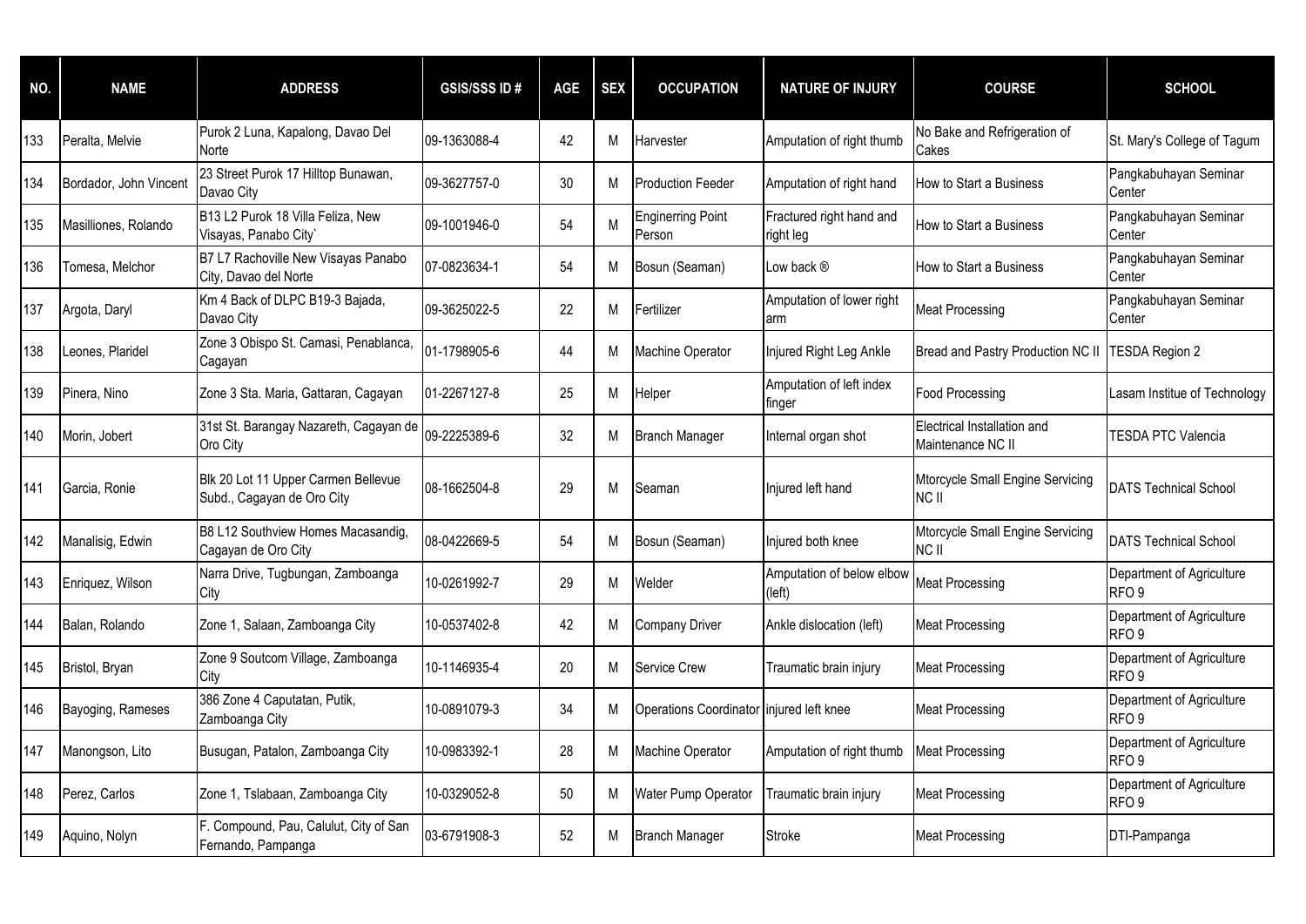| NO. | NAME | ADDRESS | GSIS/SSS ID # | AGE | SEX | OCCUPATION | NATURE OF INJURY | COURSE | SCHOOL |
|---|---|---|---|---|---|---|---|---|---|
| 133 | Peralta, Melvie | Purok 2 Luna, Kapalong, Davao Del Norte | 09-1363088-4 | 42 | M | Harvester | Amputation of right thumb | No Bake and Refrigeration of Cakes | St. Mary's College of Tagum |
| 134 | Bordador, John Vincent | 23 Street Purok 17 Hilltop Bunawan, Davao City | 09-3627757-0 | 30 | M | Production Feeder | Amputation of right hand | How to Start a Business | Pangkabuhayan Seminar Center |
| 135 | Masilliones, Rolando | B13 L2 Purok 18 Villa Feliza, New Visayas, Panabo City` | 09-1001946-0 | 54 | M | Enginerring Point Person | Fractured right hand and right leg | How to Start a Business | Pangkabuhayan Seminar Center |
| 136 | Tomesa, Melchor | B7 L7 Rachoville New Visayas Panabo City, Davao del Norte | 07-0823634-1 | 54 | M | Bosun (Seaman) | Low back ® | How to Start a Business | Pangkabuhayan Seminar Center |
| 137 | Argota, Daryl | Km 4 Back of DLPC B19-3 Bajada, Davao City | 09-3625022-5 | 22 | M | Fertilizer | Amputation of lower right arm | Meat Processing | Pangkabuhayan Seminar Center |
| 138 | Leones, Plaridel | Zone 3 Obispo St. Camasi, Penablanca, Cagayan | 01-1798905-6 | 44 | M | Machine Operator | Injured Right Leg Ankle | Bread and Pastry Production NC II | TESDA Region 2 |
| 139 | Pinera, Nino | Zone 3 Sta. Maria, Gattaran, Cagayan | 01-2267127-8 | 25 | M | Helper | Amputation of left index finger | Food Processing | Lasam Institue of Technology |
| 140 | Morin, Jobert | 31st St. Barangay Nazareth, Cagayan de Oro City | 09-2225389-6 | 32 | M | Branch Manager | Internal organ shot | Electrical Installation and Maintenance NC II | TESDA PTC Valencia |
| 141 | Garcia, Ronie | Blk 20 Lot 11 Upper Carmen Bellevue Subd., Cagayan de Oro City | 08-1662504-8 | 29 | M | Seaman | Injured left hand | Mtorcycle Small Engine Servicing NC II | DATS Technical School |
| 142 | Manalisig, Edwin | B8 L12 Southview Homes Macasandig, Cagayan de Oro City | 08-0422669-5 | 54 | M | Bosun (Seaman) | Injured both knee | Mtorcycle Small Engine Servicing NC II | DATS Technical School |
| 143 | Enriquez, Wilson | Narra Drive, Tugbungan, Zamboanga City | 10-0261992-7 | 29 | M | Welder | Amputation of below elbow (left) | Meat Processing | Department of Agriculture RFO 9 |
| 144 | Balan, Rolando | Zone 1, Salaan, Zamboanga City | 10-0537402-8 | 42 | M | Company Driver | Ankle dislocation (left) | Meat Processing | Department of Agriculture RFO 9 |
| 145 | Bristol, Bryan | Zone 9 Soutcom Village, Zamboanga City | 10-1146935-4 | 20 | M | Service Crew | Traumatic brain injury | Meat Processing | Department of Agriculture RFO 9 |
| 146 | Bayoging, Rameses | 386 Zone 4 Caputatan, Putik, Zamboanga City | 10-0891079-3 | 34 | M | Operations Coordinator | injured left knee | Meat Processing | Department of Agriculture RFO 9 |
| 147 | Manongson, Lito | Busugan, Patalon, Zamboanga City | 10-0983392-1 | 28 | M | Machine Operator | Amputation of right thumb | Meat Processing | Department of Agriculture RFO 9 |
| 148 | Perez, Carlos | Zone 1, Tslabaan, Zamboanga City | 10-0329052-8 | 50 | M | Water Pump Operator | Traumatic brain injury | Meat Processing | Department of Agriculture RFO 9 |
| 149 | Aquino, Nolyn | F. Compound, Pau, Calulut, City of San Fernando, Pampanga | 03-6791908-3 | 52 | M | Branch Manager | Stroke | Meat Processing | DTI-Pampanga |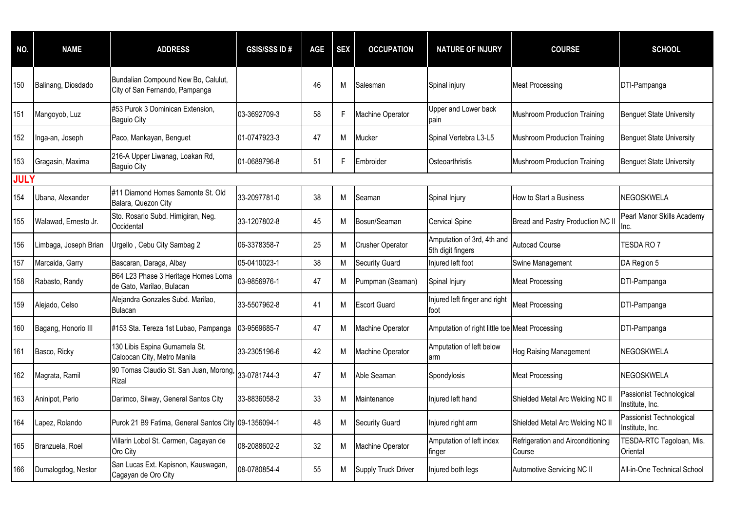| NO. | NAME | ADDRESS | GSIS/SSS ID # | AGE | SEX | OCCUPATION | NATURE OF INJURY | COURSE | SCHOOL |
|---|---|---|---|---|---|---|---|---|---|
| 150 | Balinang, Diosdado | Bundalian Compound New Bo, Calulut, City of San Fernando, Pampanga | | 46 | M | Salesman | Spinal injury | Meat Processing | DTI-Pampanga |
| 151 | Mangoyob, Luz | #53 Purok 3 Dominican Extension, Baguio City | 03-3692709-3 | 58 | F | Machine Operator | Upper and Lower back pain | Mushroom Production Training | Benguet State University |
| 152 | Inga-an, Joseph | Paco, Mankayan, Benguet | 01-0747923-3 | 47 | M | Mucker | Spinal Vertebra L3-L5 | Mushroom Production Training | Benguet State University |
| 153 | Gragasin, Maxima | 216-A Upper Liwanag, Loakan Rd, Baguio City | 01-0689796-8 | 51 | F | Embroider | Osteoarthristis | Mushroom Production Training | Benguet State University |
| **JULY** | | | | | | | | | |
| 154 | Ubana, Alexander | #11 Diamond Homes Samonte St. Old Balara, Quezon City | 33-2097781-0 | 38 | M | Seaman | Spinal Injury | How to Start a Business | NEGOSKWELA |
| 155 | Walawad, Ernesto Jr. | Sto. Rosario Subd. Himigiran, Neg. Occidental | 33-1207802-8 | 45 | M | Bosun/Seaman | Cervical Spine | Bread and Pastry Production NC II | Pearl Manor Skills Academy Inc. |
| 156 | Limbaga, Joseph Brian | Urgello , Cebu City Sambag 2 | 06-3378358-7 | 25 | M | Crusher Operator | Amputation of 3rd, 4th and 5th digit fingers | Autocad Course | TESDA RO 7 |
| 157 | Marcaida, Garry | Bascaran, Daraga, Albay | 05-0410023-1 | 38 | M | Security Guard | Injured left foot | Swine Management | DA Region 5 |
| 158 | Rabasto, Randy | B64 L23 Phase 3 Heritage Homes Loma de Gato, Marilao, Bulacan | 03-9856976-1 | 47 | M | Pumpman (Seaman) | Spinal Injury | Meat Processing | DTI-Pampanga |
| 159 | Alejado, Celso | Alejandra Gonzales Subd. Marilao, Bulacan | 33-5507962-8 | 41 | M | Escort Guard | Injured left finger and right foot | Meat Processing | DTI-Pampanga |
| 160 | Bagang, Honorio III | #153 Sta. Tereza 1st Lubao, Pampanga | 03-9569685-7 | 47 | M | Machine Operator | Amputation of right little toe | Meat Processing | DTI-Pampanga |
| 161 | Basco, Ricky | 130 Libis Espina Gumamela St. Caloocan City, Metro Manila | 33-2305196-6 | 42 | M | Machine Operator | Amputation of left below arm | Hog Raising Management | NEGOSKWELA |
| 162 | Magrata, Ramil | 90 Tomas Claudio St. San Juan, Morong, Rizal | 33-0781744-3 | 47 | M | Able Seaman | Spondylosis | Meat Processing | NEGOSKWELA |
| 163 | Aninipot, Perio | Darimco, Silway, General Santos City | 33-8836058-2 | 33 | M | Maintenance | Injured left hand | Shielded Metal Arc Welding NC II | Passionist Technological Institute, Inc. |
| 164 | Lapez, Rolando | Purok 21 B9 Fatima, General Santos City | 09-1356094-1 | 48 | M | Security Guard | Injured right arm | Shielded Metal Arc Welding NC II | Passionist Technological Institute, Inc. |
| 165 | Branzuela, Roel | Villarin Lobol St. Carmen, Cagayan de Oro City | 08-2088602-2 | 32 | M | Machine Operator | Amputation of left index finger | Refrigeration and Airconditioning Course | TESDA-RTC Tagoloan, Mis. Oriental |
| 166 | Dumalogdog, Nestor | San Lucas Ext. Kapisnon, Kauswagan, Cagayan de Oro City | 08-0780854-4 | 55 | M | Supply Truck Driver | Injured both legs | Automotive Servicing NC II | All-in-One Technical School |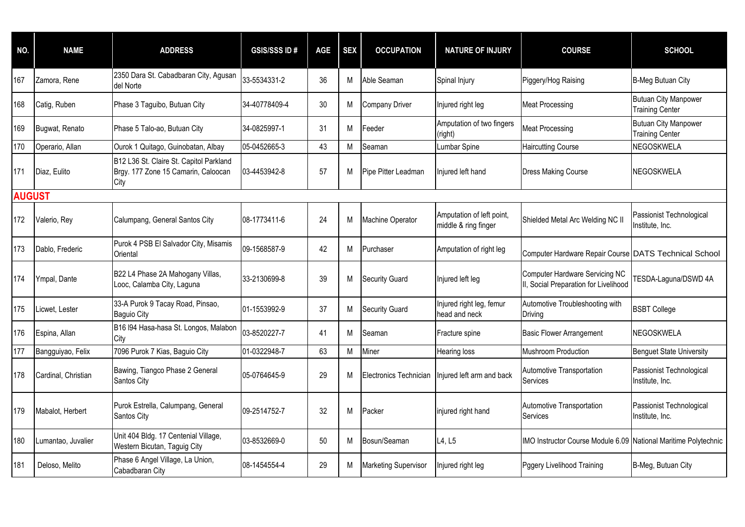| NO. | NAME | ADDRESS | GSIS/SSS ID # | AGE | SEX | OCCUPATION | NATURE OF INJURY | COURSE | SCHOOL |
|---|---|---|---|---|---|---|---|---|---|
| 167 | Zamora, Rene | 2350 Dara St. Cabadbaran City, Agusan del Norte | 33-5534331-2 | 36 | M | Able Seaman | Spinal Injury | Piggery/Hog Raising | B-Meg Butuan City |
| 168 | Catig, Ruben | Phase 3 Taguibo, Butuan City | 34-40778409-4 | 30 | M | Company Driver | Injured right leg | Meat Processing | Butuan City Manpower Training Center |
| 169 | Bugwat, Renato | Phase 5 Talo-ao, Butuan City | 34-0825997-1 | 31 | M | Feeder | Amputation of two fingers (right) | Meat Processing | Butuan City Manpower Training Center |
| 170 | Operario, Allan | Ourok 1 Quitago, Guinobatan, Albay | 05-0452665-3 | 43 | M | Seaman | Lumbar Spine | Haircutting Course | NEGOSKWELA |
| 171 | Diaz, Eulito | B12 L36 St. Claire St. Capitol Parkland Brgy. 177 Zone 15 Camarin, Caloocan City | 03-4453942-8 | 57 | M | Pipe Pitter Leadman | Injured left hand | Dress Making Course | NEGOSKWELA |
| **AUGUST** | | | | | | | | | |
| 172 | Valerio, Rey | Calumpang, General Santos City | 08-1773411-6 | 24 | M | Machine Operator | Amputation of left point, middle & ring finger | Shielded Metal Arc Welding NC II | Passionist Technological Institute, Inc. |
| 173 | Dablo, Frederic | Purok 4 PSB El Salvador City, Misamis Oriental | 09-1568587-9 | 42 | M | Purchaser | Amputation of right leg | Computer Hardware Repair Course | DATS Technical School |
| 174 | Ympal, Dante | B22 L4 Phase 2A Mahogany Villas, Looc, Calamba City, Laguna | 33-2130699-8 | 39 | M | Security Guard | Injured left leg | Computer Hardware Servicing NC II, Social Preparation for Livelihood | TESDA-Laguna/DSWD 4A |
| 175 | Licwet, Lester | 33-A Purok 9 Tacay Road, Pinsao, Baguio City | 01-1553992-9 | 37 | M | Security Guard | Injured right leg, femur head and neck | Automotive Troubleshooting with Driving | BSBT College |
| 176 | Espina, Allan | B16 l94 Hasa-hasa St. Longos, Malabon City | 03-8520227-7 | 41 | M | Seaman | Fracture spine | Basic Flower Arrangement | NEGOSKWELA |
| 177 | Bangguiyao, Felix | 7096 Purok 7 Kias, Baguio City | 01-0322948-7 | 63 | M | Miner | Hearing loss | Mushroom Production | Benguet State University |
| 178 | Cardinal, Christian | Bawing, Tiangco Phase 2 General Santos City | 05-0764645-9 | 29 | M | Electronics Technician | Injured left arm and back | Automotive Transportation Services | Passionist Technological Institute, Inc. |
| 179 | Mabalot, Herbert | Purok Estrella, Calumpang, General Santos City | 09-2514752-7 | 32 | M | Packer | injured right hand | Automotive Transportation Services | Passionist Technological Institute, Inc. |
| 180 | Lumantao, Juvalier | Unit 404 Bldg. 17 Centenial Village, Western Bicutan, Taguig City | 03-8532669-0 | 50 | M | Bosun/Seaman | L4, L5 | IMO Instructor Course Module 6.09 | National Maritime Polytechnic |
| 181 | Deloso, Melito | Phase 6 Angel Village, La Union, Cabadbaran City | 08-1454554-4 | 29 | M | Marketing Supervisor | Injured right leg | Pggery Livelihood Training | B-Meg, Butuan City |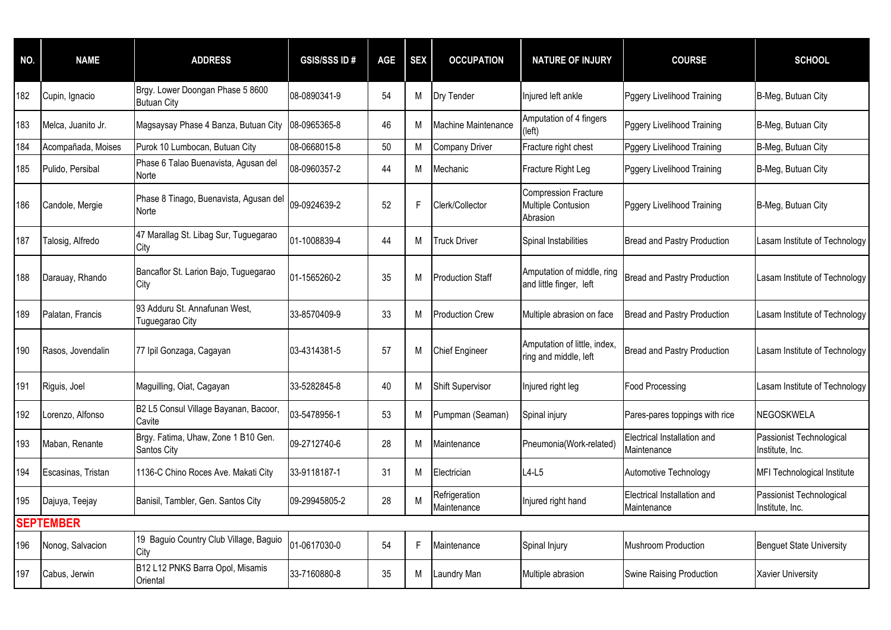| NO. | NAME | ADDRESS | GSIS/SSS ID # | AGE | SEX | OCCUPATION | NATURE OF INJURY | COURSE | SCHOOL |
|---|---|---|---|---|---|---|---|---|---|
| 182 | Cupin, Ignacio | Brgy. Lower Doongan Phase 5 8600 Butuan City | 08-0890341-9 | 54 | M | Dry Tender | Injured left ankle | Pggery Livelihood Training | B-Meg, Butuan City |
| 183 | Melca, Juanito Jr. | Magsaysay Phase 4 Banza, Butuan City | 08-0965365-8 | 46 | M | Machine Maintenance | Amputation of 4 fingers (left) | Pggery Livelihood Training | B-Meg, Butuan City |
| 184 | Acompañada, Moises | Purok 10 Lumbocan, Butuan City | 08-0668015-8 | 50 | M | Company Driver | Fracture right chest | Pggery Livelihood Training | B-Meg, Butuan City |
| 185 | Pulido, Persibal | Phase 6 Talao Buenavista, Agusan del Norte | 08-0960357-2 | 44 | M | Mechanic | Fracture Right Leg | Pggery Livelihood Training | B-Meg, Butuan City |
| 186 | Candole, Mergie | Phase 8 Tinago, Buenavista, Agusan del Norte | 09-0924639-2 | 52 | F | Clerk/Collector | Compression Fracture Multiple Contusion Abrasion | Pggery Livelihood Training | B-Meg, Butuan City |
| 187 | Talosig, Alfredo | 47 Marallag St. Libag Sur, Tuguegarao City | 01-1008839-4 | 44 | M | Truck Driver | Spinal Instabilities | Bread and Pastry Production | Lasam Institute of Technology |
| 188 | Darauay, Rhando | Bancaflor St. Larion Bajo, Tuguegarao City | 01-1565260-2 | 35 | M | Production Staff | Amputation of middle, ring and little finger, left | Bread and Pastry Production | Lasam Institute of Technology |
| 189 | Palatan, Francis | 93 Adduru St. Annafunan West, Tuguegarao City | 33-8570409-9 | 33 | M | Production Crew | Multiple abrasion on face | Bread and Pastry Production | Lasam Institute of Technology |
| 190 | Rasos, Jovendalin | 77 Ipil Gonzaga, Cagayan | 03-4314381-5 | 57 | M | Chief Engineer | Amputation of little, index, ring and middle, left | Bread and Pastry Production | Lasam Institute of Technology |
| 191 | Riguis, Joel | Maguilling, Oiat, Cagayan | 33-5282845-8 | 40 | M | Shift Supervisor | Injured right leg | Food Processing | Lasam Institute of Technology |
| 192 | Lorenzo, Alfonso | B2 L5 Consul Village Bayanan, Bacoor, Cavite | 03-5478956-1 | 53 | M | Pumpman (Seaman) | Spinal injury | Pares-pares toppings with rice | NEGOSKWELA |
| 193 | Maban, Renante | Brgy. Fatima, Uhaw, Zone 1 B10 Gen. Santos City | 09-2712740-6 | 28 | M | Maintenance | Pneumonia(Work-related) | Electrical Installation and Maintenance | Passionist Technological Institute, Inc. |
| 194 | Escasinas, Tristan | 1136-C Chino Roces Ave. Makati City | 33-9118187-1 | 31 | M | Electrician | L4-L5 | Automotive Technology | MFI Technological Institute |
| 195 | Dajuya, Teejay | Banisil, Tambler, Gen. Santos City | 09-29945805-2 | 28 | M | Refrigeration Maintenance | Injured right hand | Electrical Installation and Maintenance | Passionist Technological Institute, Inc. |
| **SEPTEMBER** | | | | | | | | | |
| 196 | Nonog, Salvacion | 19 Baguio Country Club Village, Baguio City | 01-0617030-0 | 54 | F | Maintenance | Spinal Injury | Mushroom Production | Benguet State University |
| 197 | Cabus, Jerwin | B12 L12 PNKS Barra Opol, Misamis Oriental | 33-7160880-8 | 35 | M | Laundry Man | Multiple abrasion | Swine Raising Production | Xavier University |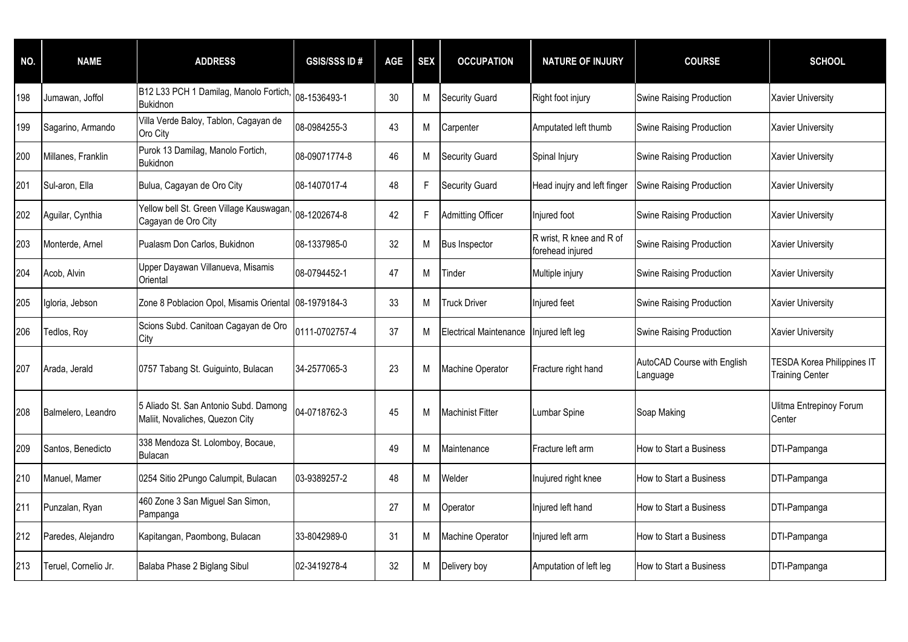| NO. | NAME | ADDRESS | GSIS/SSS ID # | AGE | SEX | OCCUPATION | NATURE OF INJURY | COURSE | SCHOOL |
|---|---|---|---|---|---|---|---|---|---|
| 198 | Jumawan, Joffol | B12 L33 PCH 1 Damilag, Manolo Fortich, Bukidnon | 08-1536493-1 | 30 | M | Security Guard | Right foot injury | Swine Raising Production | Xavier University |
| 199 | Sagarino, Armando | Villa Verde Baloy, Tablon, Cagayan de Oro City | 08-0984255-3 | 43 | M | Carpenter | Amputated left thumb | Swine Raising Production | Xavier University |
| 200 | Millanes, Franklin | Purok 13 Damilag, Manolo Fortich, Bukidnon | 08-09071774-8 | 46 | M | Security Guard | Spinal Injury | Swine Raising Production | Xavier University |
| 201 | Sul-aron, Ella | Bulua, Cagayan de Oro City | 08-1407017-4 | 48 | F | Security Guard | Head inujry and left finger | Swine Raising Production | Xavier University |
| 202 | Aguilar, Cynthia | Yellow bell St. Green Village Kauswagan, Cagayan de Oro City | 08-1202674-8 | 42 | F | Admitting Officer | Injured foot | Swine Raising Production | Xavier University |
| 203 | Monterde, Arnel | Pualasm Don Carlos, Bukidnon | 08-1337985-0 | 32 | M | Bus Inspector | R wrist, R knee and R of forehead injured | Swine Raising Production | Xavier University |
| 204 | Acob, Alvin | Upper Dayawan Villanueva, Misamis Oriental | 08-0794452-1 | 47 | M | Tinder | Multiple injury | Swine Raising Production | Xavier University |
| 205 | Igloria, Jebson | Zone 8 Poblacion Opol, Misamis Oriental | 08-1979184-3 | 33 | M | Truck Driver | Injured feet | Swine Raising Production | Xavier University |
| 206 | Tedlos, Roy | Scions Subd. Canitoan Cagayan de Oro City | 0111-0702757-4 | 37 | M | Electrical Maintenance | Injured left leg | Swine Raising Production | Xavier University |
| 207 | Arada, Jerald | 0757 Tabang St. Guiguinto, Bulacan | 34-2577065-3 | 23 | M | Machine Operator | Fracture right hand | AutoCAD Course with English Language | TESDA Korea Philippines IT Training Center |
| 208 | Balmelero, Leandro | 5 Aliado St. San Antonio Subd. Damong Maliit, Novaliches, Quezon City | 04-0718762-3 | 45 | M | Machinist Fitter | Lumbar Spine | Soap Making | Ulitma Entrepinoy Forum Center |
| 209 | Santos, Benedicto | 338 Mendoza St. Lolomboy, Bocaue, Bulacan | | 49 | M | Maintenance | Fracture left arm | How to Start a Business | DTI-Pampanga |
| 210 | Manuel, Mamer | 0254 Sitio 2Pungo Calumpit, Bulacan | 03-9389257-2 | 48 | M | Welder | Inujured right knee | How to Start a Business | DTI-Pampanga |
| 211 | Punzalan, Ryan | 460 Zone 3 San Miguel San Simon, Pampanga | | 27 | M | Operator | Injured left hand | How to Start a Business | DTI-Pampanga |
| 212 | Paredes, Alejandro | Kapitangan, Paombong, Bulacan | 33-8042989-0 | 31 | M | Machine Operator | Injured left arm | How to Start a Business | DTI-Pampanga |
| 213 | Teruel, Cornelio Jr. | Balaba Phase 2 Biglang Sibul | 02-3419278-4 | 32 | M | Delivery boy | Amputation of left leg | How to Start a Business | DTI-Pampanga |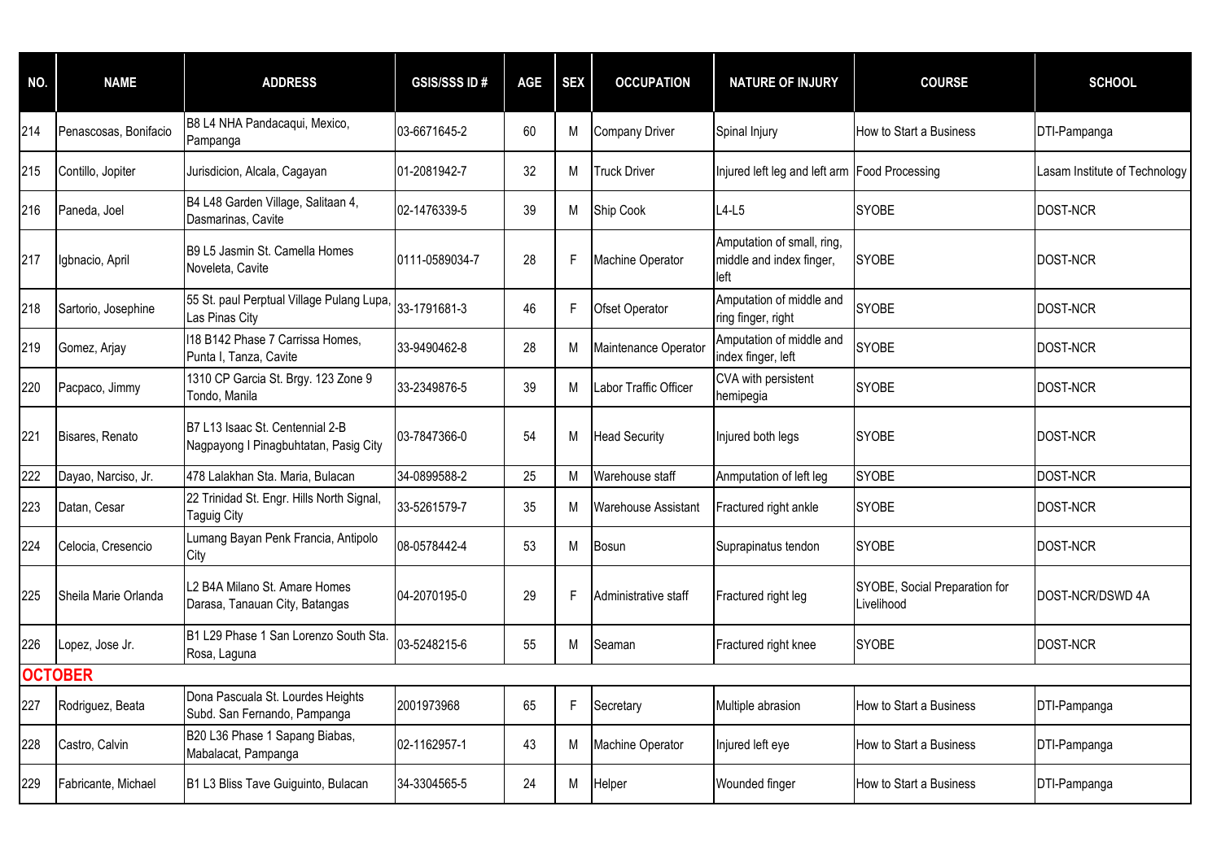| NO. | NAME | ADDRESS | GSIS/SSS ID # | AGE | SEX | OCCUPATION | NATURE OF INJURY | COURSE | SCHOOL |
|---|---|---|---|---|---|---|---|---|---|
| 214 | Penascosas, Bonifacio | B8 L4 NHA Pandacaqui, Mexico, Pampanga | 03-6671645-2 | 60 | M | Company Driver | Spinal Injury | How to Start a Business | DTI-Pampanga |
| 215 | Contillo, Jopiter | Jurisdicion, Alcala, Cagayan | 01-2081942-7 | 32 | M | Truck Driver | Injured left leg and left arm | Food Processing | Lasam Institute of Technology |
| 216 | Paneda, Joel | B4 L48 Garden Village, Salitaan 4, Dasmarinas, Cavite | 02-1476339-5 | 39 | M | Ship Cook | L4-L5 | SYOBE | DOST-NCR |
| 217 | Igbnacio, April | B9 L5 Jasmin St. Camella Homes Noveleta, Cavite | 0111-0589034-7 | 28 | F | Machine Operator | Amputation of small, ring, middle and index finger, left | SYOBE | DOST-NCR |
| 218 | Sartorio, Josephine | 55 St. paul Perptual Village Pulang Lupa, Las Pinas City | 33-1791681-3 | 46 | F | Ofset Operator | Amputation of middle and ring finger, right | SYOBE | DOST-NCR |
| 219 | Gomez, Arjay | I18 B142 Phase 7 Carrissa Homes, Punta I, Tanza, Cavite | 33-9490462-8 | 28 | M | Maintenance Operator | Amputation of middle and index finger, left | SYOBE | DOST-NCR |
| 220 | Pacpaco, Jimmy | 1310 CP Garcia St. Brgy. 123 Zone 9 Tondo, Manila | 33-2349876-5 | 39 | M | Labor Traffic Officer | CVA with persistent hemipegia | SYOBE | DOST-NCR |
| 221 | Bisares, Renato | B7 L13 Isaac St. Centennial 2-B Nagpayong I Pinagbuhtatan, Pasig City | 03-7847366-0 | 54 | M | Head Security | Injured both legs | SYOBE | DOST-NCR |
| 222 | Dayao, Narciso, Jr. | 478 Lalakhan Sta. Maria, Bulacan | 34-0899588-2 | 25 | M | Warehouse staff | Anmputation of left leg | SYOBE | DOST-NCR |
| 223 | Datan, Cesar | 22 Trinidad St. Engr. Hills North Signal, Taguig City | 33-5261579-7 | 35 | M | Warehouse Assistant | Fractured right ankle | SYOBE | DOST-NCR |
| 224 | Celocia, Cresencio | Lumang Bayan Penk Francia, Antipolo City | 08-0578442-4 | 53 | M | Bosun | Suprapinatus tendon | SYOBE | DOST-NCR |
| 225 | Sheila Marie Orlanda | L2 B4A Milano St. Amare Homes Darasa, Tanauan City, Batangas | 04-2070195-0 | 29 | F | Administrative staff | Fractured right leg | SYOBE, Social Preparation for Livelihood | DOST-NCR/DSWD 4A |
| 226 | Lopez, Jose Jr. | B1 L29 Phase 1 San Lorenzo South Sta. Rosa, Laguna | 03-5248215-6 | 55 | M | Seaman | Fractured right knee | SYOBE | DOST-NCR |
| **OCTOBER** | | | | | | | | | |
| 227 | Rodriguez, Beata | Dona Pascuala St. Lourdes Heights Subd. San Fernando, Pampanga | 2001973968 | 65 | F | Secretary | Multiple abrasion | How to Start a Business | DTI-Pampanga |
| 228 | Castro, Calvin | B20 L36 Phase 1 Sapang Biabas, Mabalacat, Pampanga | 02-1162957-1 | 43 | M | Machine Operator | Injured left eye | How to Start a Business | DTI-Pampanga |
| 229 | Fabricante, Michael | B1 L3 Bliss Tave Guiguinto, Bulacan | 34-3304565-5 | 24 | M | Helper | Wounded finger | How to Start a Business | DTI-Pampanga |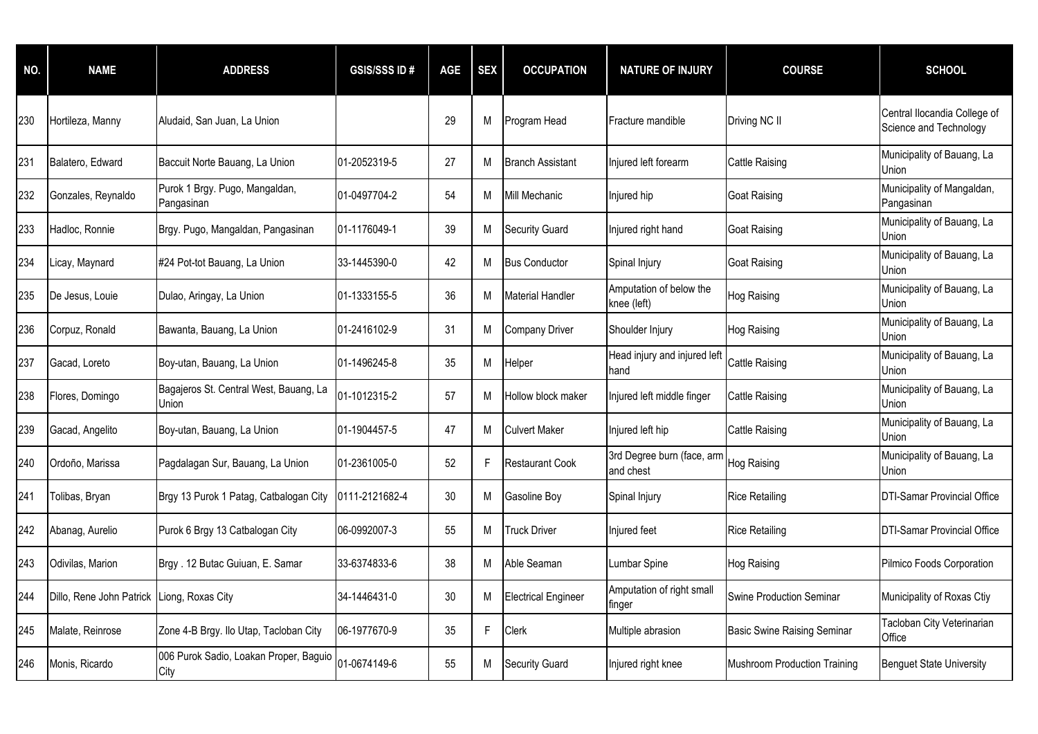| NO. | NAME | ADDRESS | GSIS/SSS ID # | AGE | SEX | OCCUPATION | NATURE OF INJURY | COURSE | SCHOOL |
|---|---|---|---|---|---|---|---|---|---|
| 230 | Hortileza, Manny | Aludaid, San Juan, La Union | | 29 | M | Program Head | Fracture mandible | Driving NC II | Central Ilocandia College of Science and Technology |
| 231 | Balatero, Edward | Baccuit Norte Bauang, La Union | 01-2052319-5 | 27 | M | Branch Assistant | Injured left forearm | Cattle Raising | Municipality of Bauang, La Union |
| 232 | Gonzales, Reynaldo | Purok 1 Brgy. Pugo, Mangaldan, Pangasinan | 01-0497704-2 | 54 | M | Mill Mechanic | Injured hip | Goat Raising | Municipality of Mangaldan, Pangasinan |
| 233 | Hadloc, Ronnie | Brgy. Pugo, Mangaldan, Pangasinan | 01-1176049-1 | 39 | M | Security Guard | Injured right hand | Goat Raising | Municipality of Bauang, La Union |
| 234 | Licay, Maynard | #24 Pot-tot Bauang, La Union | 33-1445390-0 | 42 | M | Bus Conductor | Spinal Injury | Goat Raising | Municipality of Bauang, La Union |
| 235 | De Jesus, Louie | Dulao, Aringay, La Union | 01-1333155-5 | 36 | M | Material Handler | Amputation of below the knee (left) | Hog Raising | Municipality of Bauang, La Union |
| 236 | Corpuz, Ronald | Bawanta, Bauang, La Union | 01-2416102-9 | 31 | M | Company Driver | Shoulder Injury | Hog Raising | Municipality of Bauang, La Union |
| 237 | Gacad, Loreto | Boy-utan, Bauang, La Union | 01-1496245-8 | 35 | M | Helper | Head injury and injured left hand | Cattle Raising | Municipality of Bauang, La Union |
| 238 | Flores, Domingo | Bagajeros St. Central West, Bauang, La Union | 01-1012315-2 | 57 | M | Hollow block maker | Injured left middle finger | Cattle Raising | Municipality of Bauang, La Union |
| 239 | Gacad, Angelito | Boy-utan, Bauang, La Union | 01-1904457-5 | 47 | M | Culvert Maker | Injured left hip | Cattle Raising | Municipality of Bauang, La Union |
| 240 | Ordoño, Marissa | Pagdalagan Sur, Bauang, La Union | 01-2361005-0 | 52 | F | Restaurant Cook | 3rd Degree burn (face, arm and chest | Hog Raising | Municipality of Bauang, La Union |
| 241 | Tolibas, Bryan | Brgy 13 Purok 1 Patag, Catbalogan City | 0111-2121682-4 | 30 | M | Gasoline Boy | Spinal Injury | Rice Retailing | DTI-Samar Provincial Office |
| 242 | Abanag, Aurelio | Purok 6 Brgy 13 Catbalogan City | 06-0992007-3 | 55 | M | Truck Driver | Injured feet | Rice Retailing | DTI-Samar Provincial Office |
| 243 | Odivilas, Marion | Brgy . 12 Butac Guiuan, E. Samar | 33-6374833-6 | 38 | M | Able Seaman | Lumbar Spine | Hog Raising | Pilmico Foods Corporation |
| 244 | Dillo, Rene John Patrick | Liong, Roxas City | 34-1446431-0 | 30 | M | Electrical Engineer | Amputation of right small finger | Swine Production Seminar | Municipality of Roxas Ctiy |
| 245 | Malate, Reinrose | Zone 4-B Brgy. Ilo Utap, Tacloban City | 06-1977670-9 | 35 | F | Clerk | Multiple abrasion | Basic Swine Raising Seminar | Tacloban City Veterinarian Office |
| 246 | Monis, Ricardo | 006 Purok Sadio, Loakan Proper, Baguio City | 01-0674149-6 | 55 | M | Security Guard | Injured right knee | Mushroom Production Training | Benguet State University |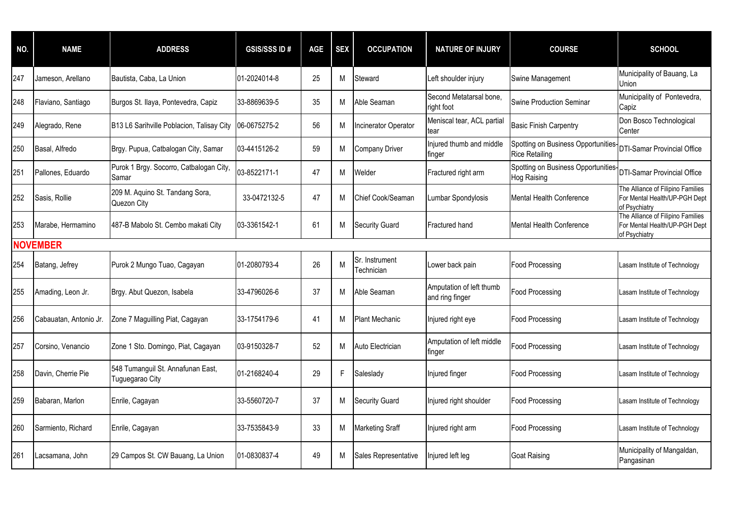| NO. | NAME | ADDRESS | GSIS/SSS ID # | AGE | SEX | OCCUPATION | NATURE OF INJURY | COURSE | SCHOOL |
|---|---|---|---|---|---|---|---|---|---|
| 247 | Jameson, Arellano | Bautista, Caba, La Union | 01-2024014-8 | 25 | M | Steward | Left shoulder injury | Swine Management | Municipality of Bauang, La Union |
| 248 | Flaviano, Santiago | Burgos St. Ilaya, Pontevedra, Capiz | 33-8869639-5 | 35 | M | Able Seaman | Second Metatarsal bone, right foot | Swine Production Seminar | Municipality of Pontevedra, Capiz |
| 249 | Alegrado, Rene | B13 L6 Sarihville Poblacion, Talisay City | 06-0675275-2 | 56 | M | Incinerator Operator | Meniscal tear, ACL partial tear | Basic Finish Carpentry | Don Bosco Technological Center |
| 250 | Basal, Alfredo | Brgy. Pupua, Catbalogan City, Samar | 03-4415126-2 | 59 | M | Company Driver | Injured thumb and middle finger | Spotting on Business Opportunities-Rice Retailing | DTI-Samar Provincial Office |
| 251 | Pallones, Eduardo | Purok 1 Brgy. Socorro, Catbalogan City, Samar | 03-8522171-1 | 47 | M | Welder | Fractured right arm | Spotting on Business Opportunities-Hog Raising | DTI-Samar Provincial Office |
| 252 | Sasis, Rollie | 209 M. Aquino St. Tandang Sora, Quezon City | 33-0472132-5 | 47 | M | Chief Cook/Seaman | Lumbar Spondylosis | Mental Health Conference | The Alliance of Filipino Families For Mental Health/UP-PGH Dept of Psychiatry |
| 253 | Marabe, Hermamino | 487-B Mabolo St. Cembo makati City | 03-3361542-1 | 61 | M | Security Guard | Fractured hand | Mental Health Conference | The Alliance of Filipino Families For Mental Health/UP-PGH Dept of Psychiatry |
| **NOVEMBER** | | | | | | | | | |
| 254 | Batang, Jefrey | Purok 2 Mungo Tuao, Cagayan | 01-2080793-4 | 26 | M | Sr. Instrument Technician | Lower back pain | Food Processing | Lasam Institute of Technology |
| 255 | Amading, Leon Jr. | Brgy. Abut Quezon, Isabela | 33-4796026-6 | 37 | M | Able Seaman | Amputation of left thumb and ring finger | Food Processing | Lasam Institute of Technology |
| 256 | Cabauatan, Antonio Jr. | Zone 7 Maguilling Piat, Cagayan | 33-1754179-6 | 41 | M | Plant Mechanic | Injured right eye | Food Processing | Lasam Institute of Technology |
| 257 | Corsino, Venancio | Zone 1 Sto. Domingo, Piat, Cagayan | 03-9150328-7 | 52 | M | Auto Electrician | Amputation of left middle finger | Food Processing | Lasam Institute of Technology |
| 258 | Davin, Cherrie Pie | 548 Tumanguil St. Annafunan East, Tuguegarao City | 01-2168240-4 | 29 | F | Saleslady | Injured finger | Food Processing | Lasam Institute of Technology |
| 259 | Babaran, Marlon | Enrile, Cagayan | 33-5560720-7 | 37 | M | Security Guard | Injured right shoulder | Food Processing | Lasam Institute of Technology |
| 260 | Sarmiento, Richard | Enrile, Cagayan | 33-7535843-9 | 33 | M | Marketing Sraff | Injured right arm | Food Processing | Lasam Institute of Technology |
| 261 | Lacsamana, John | 29 Campos St. CW Bauang, La Union | 01-0830837-4 | 49 | M | Sales Representative | Injured left leg | Goat Raising | Municipality of Mangaldan, Pangasinan |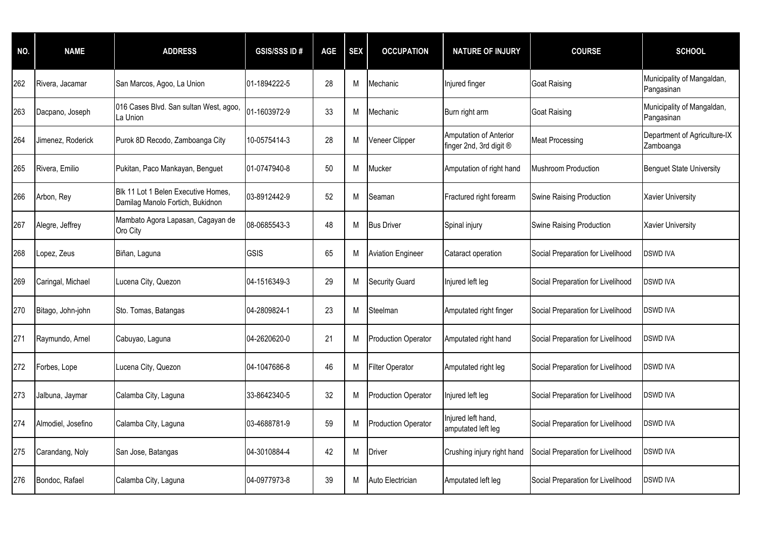| NO. | NAME | ADDRESS | GSIS/SSS ID # | AGE | SEX | OCCUPATION | NATURE OF INJURY | COURSE | SCHOOL |
|---|---|---|---|---|---|---|---|---|---|
| 262 | Rivera, Jacamar | San Marcos, Agoo, La Union | 01-1894222-5 | 28 | M | Mechanic | Injured finger | Goat Raising | Municipality of Mangaldan, Pangasinan |
| 263 | Dacpano, Joseph | 016 Cases Blvd. San sultan West, agoo, La Union | 01-1603972-9 | 33 | M | Mechanic | Burn right arm | Goat Raising | Municipality of Mangaldan, Pangasinan |
| 264 | Jimenez, Roderick | Purok 8D Recodo, Zamboanga City | 10-0575414-3 | 28 | M | Veneer Clipper | Amputation of Anterior finger 2nd, 3rd digit ® | Meat Processing | Department of Agriculture-IX Zamboanga |
| 265 | Rivera, Emilio | Pukitan, Paco Mankayan, Benguet | 01-0747940-8 | 50 | M | Mucker | Amputation of right hand | Mushroom Production | Benguet State University |
| 266 | Arbon, Rey | Blk 11 Lot 1 Belen Executive Homes, Damilag Manolo Fortich, Bukidnon | 03-8912442-9 | 52 | M | Seaman | Fractured right forearm | Swine Raising Production | Xavier University |
| 267 | Alegre, Jeffrey | Mambato Agora Lapasan, Cagayan de Oro City | 08-0685543-3 | 48 | M | Bus Driver | Spinal injury | Swine Raising Production | Xavier University |
| 268 | Lopez, Zeus | Biñan, Laguna | GSIS | 65 | M | Aviation Engineer | Cataract operation | Social Preparation for Livelihood | DSWD IVA |
| 269 | Caringal, Michael | Lucena City, Quezon | 04-1516349-3 | 29 | M | Security Guard | Injured left leg | Social Preparation for Livelihood | DSWD IVA |
| 270 | Bitago, John-john | Sto. Tomas, Batangas | 04-2809824-1 | 23 | M | Steelman | Amputated right finger | Social Preparation for Livelihood | DSWD IVA |
| 271 | Raymundo, Arnel | Cabuyao, Laguna | 04-2620620-0 | 21 | M | Production Operator | Amputated right hand | Social Preparation for Livelihood | DSWD IVA |
| 272 | Forbes, Lope | Lucena City, Quezon | 04-1047686-8 | 46 | M | Filter Operator | Amputated right leg | Social Preparation for Livelihood | DSWD IVA |
| 273 | Jalbuna, Jaymar | Calamba City, Laguna | 33-8642340-5 | 32 | M | Production Operator | Injured left leg | Social Preparation for Livelihood | DSWD IVA |
| 274 | Almodiel, Josefino | Calamba City, Laguna | 03-4688781-9 | 59 | M | Production Operator | Injured left hand, amputated left leg | Social Preparation for Livelihood | DSWD IVA |
| 275 | Carandang, Noly | San Jose, Batangas | 04-3010884-4 | 42 | M | Driver | Crushing injury right hand | Social Preparation for Livelihood | DSWD IVA |
| 276 | Bondoc, Rafael | Calamba City, Laguna | 04-0977973-8 | 39 | M | Auto Electrician | Amputated left leg | Social Preparation for Livelihood | DSWD IVA |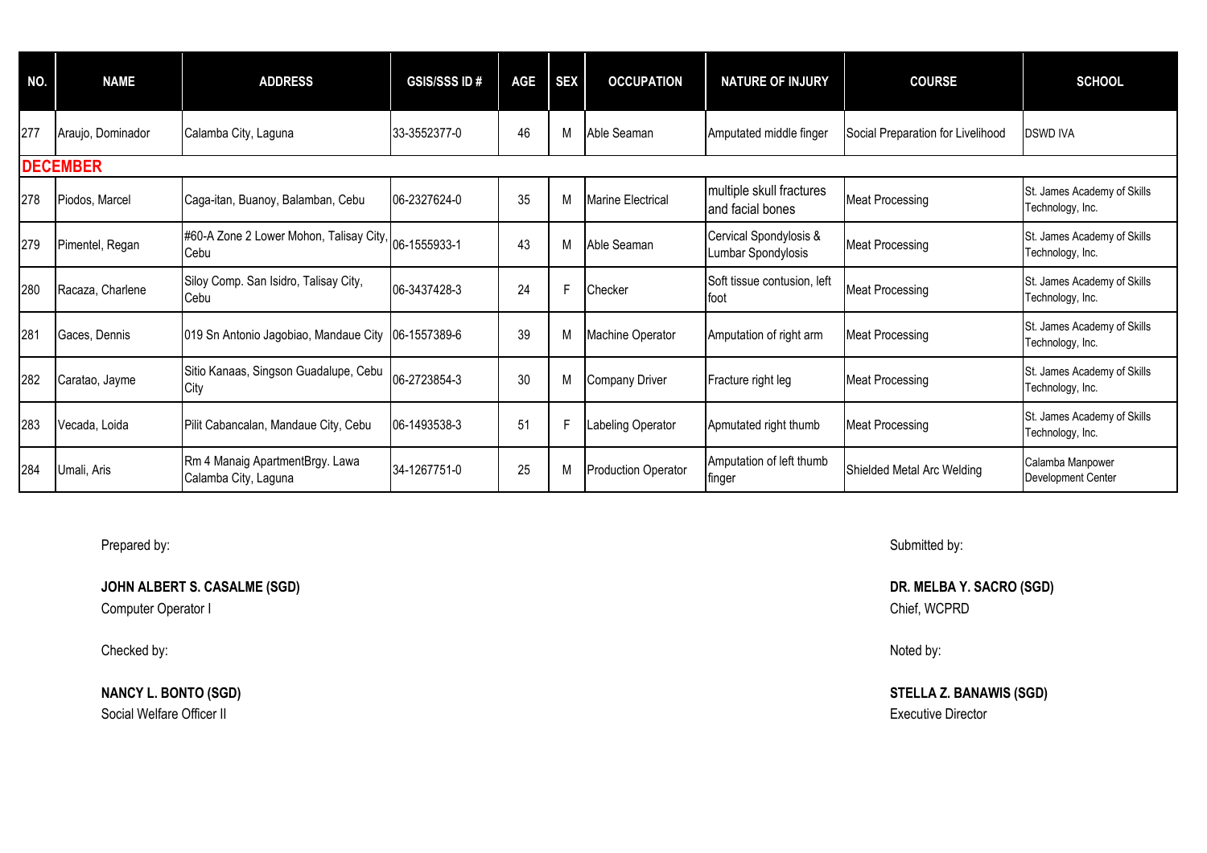| NO. | NAME | ADDRESS | GSIS/SSS ID # | AGE | SEX | OCCUPATION | NATURE OF INJURY | COURSE | SCHOOL |
|---|---|---|---|---|---|---|---|---|---|
| 277 | Araujo, Dominador | Calamba City, Laguna | 33-3552377-0 | 46 | M | Able Seaman | Amputated middle finger | Social Preparation for Livelihood | DSWD IVA |
| **DECEMBER** | | | | | | | | | |
| 278 | Piodos, Marcel | Caga-itan, Buanoy, Balamban, Cebu | 06-2327624-0 | 35 | M | Marine Electrical | multiple skull fractures and facial bones | Meat Processing | St. James Academy of Skills Technology, Inc. |
| 279 | Pimentel, Regan | #60-A Zone 2 Lower Mohon, Talisay City, Cebu | 06-1555933-1 | 43 | M | Able Seaman | Cervical Spondylosis & Lumbar Spondylosis | Meat Processing | St. James Academy of Skills Technology, Inc. |
| 280 | Racaza, Charlene | Siloy Comp. San Isidro, Talisay City, Cebu | 06-3437428-3 | 24 | F | Checker | Soft tissue contusion, left foot | Meat Processing | St. James Academy of Skills Technology, Inc. |
| 281 | Gaces, Dennis | 019 Sn Antonio Jagobiao, Mandaue City | 06-1557389-6 | 39 | M | Machine Operator | Amputation of right arm | Meat Processing | St. James Academy of Skills Technology, Inc. |
| 282 | Caratao, Jayme | Sitio Kanaas, Singson Guadalupe, Cebu City | 06-2723854-3 | 30 | M | Company Driver | Fracture right leg | Meat Processing | St. James Academy of Skills Technology, Inc. |
| 283 | Vecada, Loida | Pilit Cabancalan, Mandaue City, Cebu | 06-1493538-3 | 51 | F | Labeling Operator | Apmutated right thumb | Meat Processing | St. James Academy of Skills Technology, Inc. |
| 284 | Umali, Aris | Rm 4 Manaig ApartmentBrgy. Lawa Calamba City, Laguna | 34-1267751-0 | 25 | M | Production Operator | Amputation of left thumb finger | Shielded Metal Arc Welding | Calamba Manpower Development Center |

Prepared by:

**JOHN ALBERT S. CASALME (SGD)**
Computer Operator I

Submitted by:

**DR. MELBA Y. SACRO (SGD)**
Chief, WCPRD

Checked by:

**NANCY L. BONTO (SGD)**
Social Welfare Officer II

Noted by:

**STELLA Z. BANAWIS (SGD)**
Executive Director